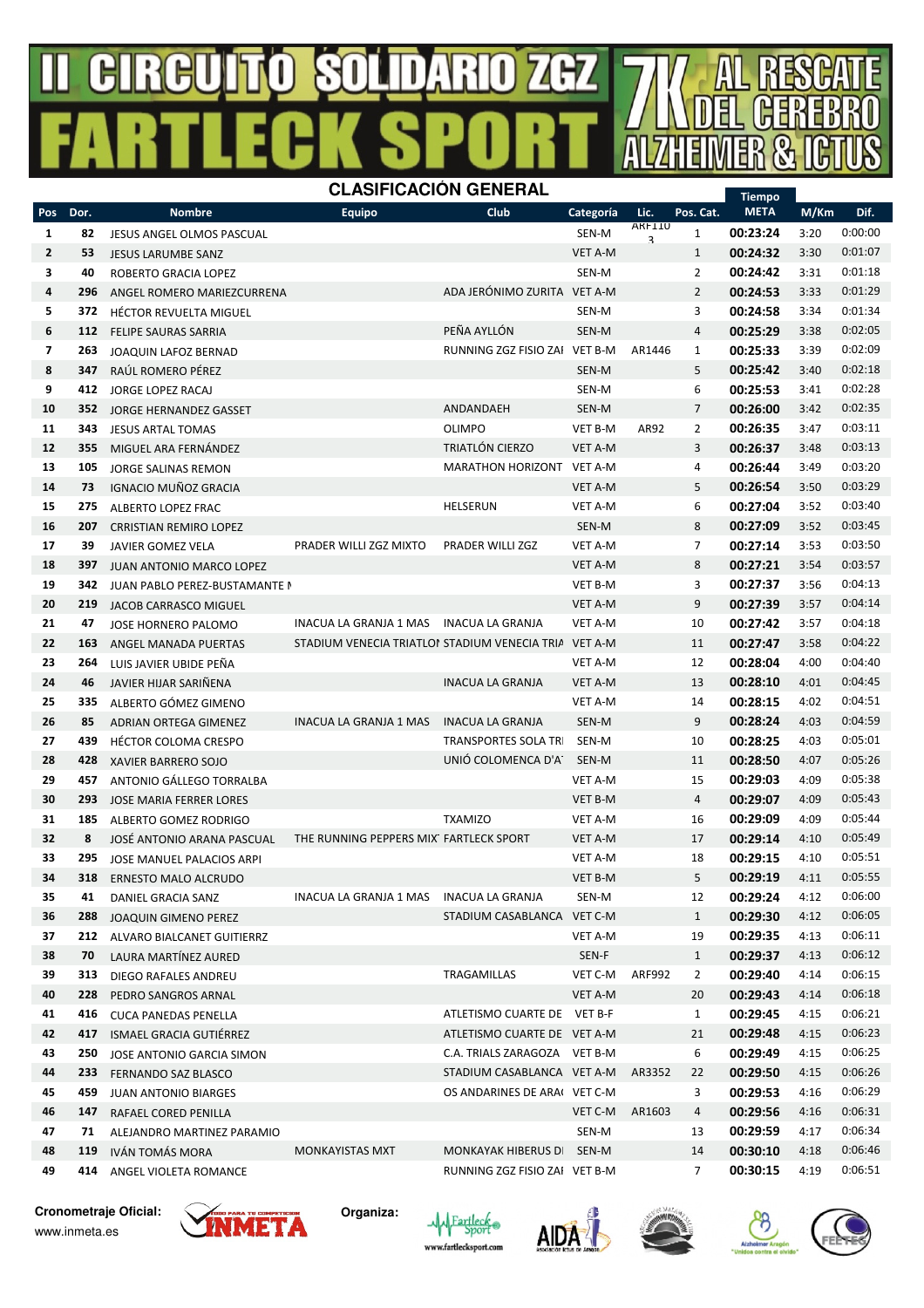# II CIRCUITO SOLIDARIO ZGZ FARTLECK SPORT 7K AL RESCATE DEL CEREBRO ALZHEIMER & ICTUS

## CLASIFICACIÓN GENERAL

| Pos | Dor. | Nombre | Equipo | Club | Categoría | Lic. | Pos. Cat. | Tiempo META | M/Km | Dif. |
|---|---|---|---|---|---|---|---|---|---|---|
| 1 | 82 | JESUS ANGEL OLMOS PASCUAL | | | SEN-M | ARF110 3 | 1 | **00:23:24** | 3:20 | 0:00:00 |
| 2 | 53 | JESUS LARUMBE SANZ | | | VET A-M | | 1 | **00:24:32** | 3:30 | 0:01:07 |
| 3 | 40 | ROBERTO GRACIA LOPEZ | | | SEN-M | | 2 | **00:24:42** | 3:31 | 0:01:18 |
| 4 | 296 | ANGEL ROMERO MARIEZCURRENA | | ADA JERÓNIMO ZURITA | VET A-M | | 2 | **00:24:53** | 3:33 | 0:01:29 |
| 5 | 372 | HÉCTOR REVUELTA MIGUEL | | | SEN-M | | 3 | **00:24:58** | 3:34 | 0:01:34 |
| 6 | 112 | FELIPE SAURAS SARRIA | | PEÑA AYLLÓN | SEN-M | | 4 | **00:25:29** | 3:38 | 0:02:05 |
| 7 | 263 | JOAQUIN LAFOZ BERNAD | | RUNNING ZGZ FISIO ZAI | VET B-M | AR1446 | 1 | **00:25:33** | 3:39 | 0:02:09 |
| 8 | 347 | RAÚL ROMERO PÉREZ | | | SEN-M | | 5 | **00:25:42** | 3:40 | 0:02:18 |
| 9 | 412 | JORGE LOPEZ RACAJ | | | SEN-M | | 6 | **00:25:53** | 3:41 | 0:02:28 |
| 10 | 352 | JORGE HERNANDEZ GASSET | | ANDANDAEH | SEN-M | | 7 | **00:26:00** | 3:42 | 0:02:35 |
| 11 | 343 | JESUS ARTAL TOMAS | | OLIMPO | VET B-M | AR92 | 2 | **00:26:35** | 3:47 | 0:03:11 |
| 12 | 355 | MIGUEL ARA FERNÁNDEZ | | TRIATLÓN CIERZO | VET A-M | | 3 | **00:26:37** | 3:48 | 0:03:13 |
| 13 | 105 | JORGE SALINAS REMON | | MARATHON HORIZONT | VET A-M | | 4 | **00:26:44** | 3:49 | 0:03:20 |
| 14 | 73 | IGNACIO MUÑOZ GRACIA | | | VET A-M | | 5 | **00:26:54** | 3:50 | 0:03:29 |
| 15 | 275 | ALBERTO LOPEZ FRAC | | HELSERUN | VET A-M | | 6 | **00:27:04** | 3:52 | 0:03:40 |
| 16 | 207 | CRRISTIAN REMIRO LOPEZ | | | SEN-M | | 8 | **00:27:09** | 3:52 | 0:03:45 |
| 17 | 39 | JAVIER GOMEZ VELA | PRADER WILLI ZGZ MIXTO | PRADER WILLI ZGZ | VET A-M | | 7 | **00:27:14** | 3:53 | 0:03:50 |
| 18 | 397 | JUAN ANTONIO MARCO LOPEZ | | | VET A-M | | 8 | **00:27:21** | 3:54 | 0:03:57 |
| 19 | 342 | JUAN PABLO PEREZ-BUSTAMANTE I | | | VET B-M | | 3 | **00:27:37** | 3:56 | 0:04:13 |
| 20 | 219 | JACOB CARRASCO MIGUEL | | | VET A-M | | 9 | **00:27:39** | 3:57 | 0:04:14 |
| 21 | 47 | JOSE HORNERO PALOMO | INACUA LA GRANJA 1 MAS | INACUA LA GRANJA | VET A-M | | 10 | **00:27:42** | 3:57 | 0:04:18 |
| 22 | 163 | ANGEL MANADA PUERTAS | STADIUM VENECIA TRIATLOI | STADIUM VENECIA TRIA | VET A-M | | 11 | **00:27:47** | 3:58 | 0:04:22 |
| 23 | 264 | LUIS JAVIER UBIDE PEÑA | | | VET A-M | | 12 | **00:28:04** | 4:00 | 0:04:40 |
| 24 | 46 | JAVIER HIJAR SARIÑENA | | INACUA LA GRANJA | VET A-M | | 13 | **00:28:10** | 4:01 | 0:04:45 |
| 25 | 335 | ALBERTO GÓMEZ GIMENO | | | VET A-M | | 14 | **00:28:15** | 4:02 | 0:04:51 |
| 26 | 85 | ADRIAN ORTEGA GIMENEZ | INACUA LA GRANJA 1 MAS | INACUA LA GRANJA | SEN-M | | 9 | **00:28:24** | 4:03 | 0:04:59 |
| 27 | 439 | HÉCTOR COLOMA CRESPO | | TRANSPORTES SOLA TRI | SEN-M | | 10 | **00:28:25** | 4:03 | 0:05:01 |
| 28 | 428 | XAVIER BARRERO SOJO | | UNIÓ COLOMENCA D'A' | SEN-M | | 11 | **00:28:50** | 4:07 | 0:05:26 |
| 29 | 457 | ANTONIO GÁLLEGO TORRALBA | | | VET A-M | | 15 | **00:29:03** | 4:09 | 0:05:38 |
| 30 | 293 | JOSE MARIA FERRER LORES | | | VET B-M | | 4 | **00:29:07** | 4:09 | 0:05:43 |
| 31 | 185 | ALBERTO GOMEZ RODRIGO | | TXAMIZO | VET A-M | | 16 | **00:29:09** | 4:09 | 0:05:44 |
| 32 | 8 | JOSÉ ANTONIO ARANA PASCUAL | THE RUNNING PEPPERS MIX | FARTLECK SPORT | VET A-M | | 17 | **00:29:14** | 4:10 | 0:05:49 |
| 33 | 295 | JOSE MANUEL PALACIOS ARPI | | | VET A-M | | 18 | **00:29:15** | 4:10 | 0:05:51 |
| 34 | 318 | ERNESTO MALO ALCRUDO | | | VET B-M | | 5 | **00:29:19** | 4:11 | 0:05:55 |
| 35 | 41 | DANIEL GRACIA SANZ | INACUA LA GRANJA 1 MAS | INACUA LA GRANJA | SEN-M | | 12 | **00:29:24** | 4:12 | 0:06:00 |
| 36 | 288 | JOAQUIN GIMENO PEREZ | | STADIUM CASABLANCA | VET C-M | | 1 | **00:29:30** | 4:12 | 0:06:05 |
| 37 | 212 | ALVARO BIALCANET GUITIERRZ | | | VET A-M | | 19 | **00:29:35** | 4:13 | 0:06:11 |
| 38 | 70 | LAURA MARTÍNEZ AURED | | | SEN-F | | 1 | **00:29:37** | 4:13 | 0:06:12 |
| 39 | 313 | DIEGO RAFALES ANDREU | | TRAGAMILLAS | VET C-M | ARF992 | 2 | **00:29:40** | 4:14 | 0:06:15 |
| 40 | 228 | PEDRO SANGROS ARNAL | | | VET A-M | | 20 | **00:29:43** | 4:14 | 0:06:18 |
| 41 | 416 | CUCA PANEDAS PENELLA | | ATLETISMO CUARTE DE | VET B-F | | 1 | **00:29:45** | 4:15 | 0:06:21 |
| 42 | 417 | ISMAEL GRACIA GUTIÉRREZ | | ATLETISMO CUARTE DE | VET A-M | | 21 | **00:29:48** | 4:15 | 0:06:23 |
| 43 | 250 | JOSE ANTONIO GARCIA SIMON | | C.A. TRIALS ZARAGOZA | VET B-M | | 6 | **00:29:49** | 4:15 | 0:06:25 |
| 44 | 233 | FERNANDO SAZ BLASCO | | STADIUM CASABLANCA | VET A-M | AR3352 | 22 | **00:29:50** | 4:15 | 0:06:26 |
| 45 | 459 | JUAN ANTONIO BIARGES | | OS ANDARINES DE ARA( | VET C-M | | 3 | **00:29:53** | 4:16 | 0:06:29 |
| 46 | 147 | RAFAEL CORED PENILLA | | | VET C-M | AR1603 | 4 | **00:29:56** | 4:16 | 0:06:31 |
| 47 | 71 | ALEJANDRO MARTINEZ PARAMIO | | | SEN-M | | 13 | **00:29:59** | 4:17 | 0:06:34 |
| 48 | 119 | IVÁN TOMÁS MORA | MONKAYISTAS MXT | MONKAYAK HIBERUS DI | SEN-M | | 14 | **00:30:10** | 4:18 | 0:06:46 |
| 49 | 414 | ANGEL VIOLETA ROMANCE | | RUNNING ZGZ FISIO ZAI | VET B-M | | 7 | **00:30:15** | 4:19 | 0:06:51 |

**Cronometraje Oficial:** www.inmeta.es — INMETA

**Organiza:** Fartleck Sport, AIDA, Alzheimer Aragón "Unidos contra el olvido", FEETEG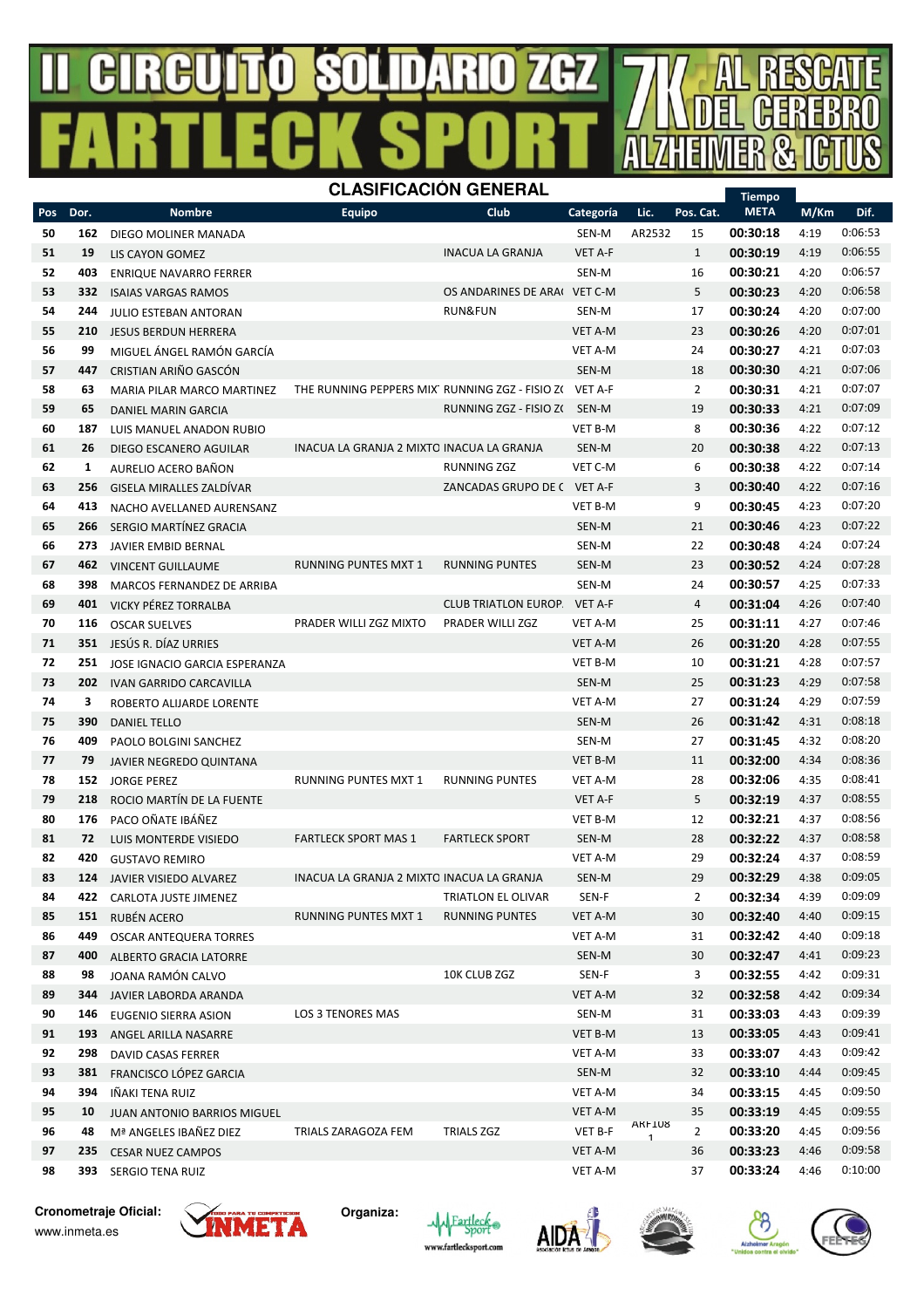# II CIRCUITO SOLIDARIO ZGZ FARTLECK SPORT

# 7K AL RESCATE DEL CEREBRO ALZHEIMER & ICTUS

## CLASIFICACIÓN GENERAL

| Pos | Dor. | Nombre | Equipo | Club | Categoría | Lic. | Pos. Cat. | Tiempo META | M/Km | Dif. |
|---|---|---|---|---|---|---|---|---|---|---|
| 50 | 162 | DIEGO MOLINER MANADA | | | SEN-M | AR2532 | 15 | 00:30:18 | 4:19 | 0:06:53 |
| 51 | 19 | LIS CAYON GOMEZ | | INACUA LA GRANJA | VET A-F | | 1 | 00:30:19 | 4:19 | 0:06:55 |
| 52 | 403 | ENRIQUE NAVARRO FERRER | | | SEN-M | | 16 | 00:30:21 | 4:20 | 0:06:57 |
| 53 | 332 | ISAIAS VARGAS RAMOS | | OS ANDARINES DE ARA( | VET C-M | | 5 | 00:30:23 | 4:20 | 0:06:58 |
| 54 | 244 | JULIO ESTEBAN ANTORAN | | RUN&FUN | SEN-M | | 17 | 00:30:24 | 4:20 | 0:07:00 |
| 55 | 210 | JESUS BERDUN HERRERA | | | VET A-M | | 23 | 00:30:26 | 4:20 | 0:07:01 |
| 56 | 99 | MIGUEL ÁNGEL RAMÓN GARCÍA | | | VET A-M | | 24 | 00:30:27 | 4:21 | 0:07:03 |
| 57 | 447 | CRISTIAN ARIÑO GASCÓN | | | SEN-M | | 18 | 00:30:30 | 4:21 | 0:07:06 |
| 58 | 63 | MARIA PILAR MARCO MARTINEZ | THE RUNNING PEPPERS MIX' | RUNNING ZGZ - FISIO Z( | VET A-F | | 2 | 00:30:31 | 4:21 | 0:07:07 |
| 59 | 65 | DANIEL MARIN GARCIA | | RUNNING ZGZ - FISIO Z( | SEN-M | | 19 | 00:30:33 | 4:21 | 0:07:09 |
| 60 | 187 | LUIS MANUEL ANADON RUBIO | | | VET B-M | | 8 | 00:30:36 | 4:22 | 0:07:12 |
| 61 | 26 | DIEGO ESCANERO AGUILAR | INACUA LA GRANJA 2 MIXTO | INACUA LA GRANJA | SEN-M | | 20 | 00:30:38 | 4:22 | 0:07:13 |
| 62 | 1 | AURELIO ACERO BAÑON | | RUNNING ZGZ | VET C-M | | 6 | 00:30:38 | 4:22 | 0:07:14 |
| 63 | 256 | GISELA MIRALLES ZALDÍVAR | | ZANCADAS GRUPO DE ( | VET A-F | | 3 | 00:30:40 | 4:22 | 0:07:16 |
| 64 | 413 | NACHO AVELLANED AURENSANZ | | | VET B-M | | 9 | 00:30:45 | 4:23 | 0:07:20 |
| 65 | 266 | SERGIO MARTÍNEZ GRACIA | | | SEN-M | | 21 | 00:30:46 | 4:23 | 0:07:22 |
| 66 | 273 | JAVIER EMBID BERNAL | | | SEN-M | | 22 | 00:30:48 | 4:24 | 0:07:24 |
| 67 | 462 | VINCENT GUILLAUME | RUNNING PUNTES MXT 1 | RUNNING PUNTES | SEN-M | | 23 | 00:30:52 | 4:24 | 0:07:28 |
| 68 | 398 | MARCOS FERNANDEZ DE ARRIBA | | | SEN-M | | 24 | 00:30:57 | 4:25 | 0:07:33 |
| 69 | 401 | VICKY PÉREZ TORRALBA | | CLUB TRIATLON EUROP. | VET A-F | | 4 | 00:31:04 | 4:26 | 0:07:40 |
| 70 | 116 | OSCAR SUELVES | PRADER WILLI ZGZ MIXTO | PRADER WILLI ZGZ | VET A-M | | 25 | 00:31:11 | 4:27 | 0:07:46 |
| 71 | 351 | JESÚS R. DÍAZ URRIES | | | VET A-M | | 26 | 00:31:20 | 4:28 | 0:07:55 |
| 72 | 251 | JOSE IGNACIO GARCIA ESPERANZA | | | VET B-M | | 10 | 00:31:21 | 4:28 | 0:07:57 |
| 73 | 202 | IVAN GARRIDO CARCAVILLA | | | SEN-M | | 25 | 00:31:23 | 4:29 | 0:07:58 |
| 74 | 3 | ROBERTO ALIJARDE LORENTE | | | VET A-M | | 27 | 00:31:24 | 4:29 | 0:07:59 |
| 75 | 390 | DANIEL TELLO | | | SEN-M | | 26 | 00:31:42 | 4:31 | 0:08:18 |
| 76 | 409 | PAOLO BOLGINI SANCHEZ | | | SEN-M | | 27 | 00:31:45 | 4:32 | 0:08:20 |
| 77 | 79 | JAVIER NEGREDO QUINTANA | | | VET B-M | | 11 | 00:32:00 | 4:34 | 0:08:36 |
| 78 | 152 | JORGE PEREZ | RUNNING PUNTES MXT 1 | RUNNING PUNTES | VET A-M | | 28 | 00:32:06 | 4:35 | 0:08:41 |
| 79 | 218 | ROCIO MARTÍN DE LA FUENTE | | | VET A-F | | 5 | 00:32:19 | 4:37 | 0:08:55 |
| 80 | 176 | PACO OÑATE IBÁÑEZ | | | VET B-M | | 12 | 00:32:21 | 4:37 | 0:08:56 |
| 81 | 72 | LUIS MONTERDE VISIEDO | FARTLECK SPORT MAS 1 | FARTLECK SPORT | SEN-M | | 28 | 00:32:22 | 4:37 | 0:08:58 |
| 82 | 420 | GUSTAVO REMIRO | | | VET A-M | | 29 | 00:32:24 | 4:37 | 0:08:59 |
| 83 | 124 | JAVIER VISIEDO ALVAREZ | INACUA LA GRANJA 2 MIXTO | INACUA LA GRANJA | SEN-M | | 29 | 00:32:29 | 4:38 | 0:09:05 |
| 84 | 422 | CARLOTA JUSTE JIMENEZ | | TRIATLON EL OLIVAR | SEN-F | | 2 | 00:32:34 | 4:39 | 0:09:09 |
| 85 | 151 | RUBÉN ACERO | RUNNING PUNTES MXT 1 | RUNNING PUNTES | VET A-M | | 30 | 00:32:40 | 4:40 | 0:09:15 |
| 86 | 449 | OSCAR ANTEQUERA TORRES | | | VET A-M | | 31 | 00:32:42 | 4:40 | 0:09:18 |
| 87 | 400 | ALBERTO GRACIA LATORRE | | | SEN-M | | 30 | 00:32:47 | 4:41 | 0:09:23 |
| 88 | 98 | JOANA RAMÓN CALVO | | 10K CLUB ZGZ | SEN-F | | 3 | 00:32:55 | 4:42 | 0:09:31 |
| 89 | 344 | JAVIER LABORDA ARANDA | | | VET A-M | | 32 | 00:32:58 | 4:42 | 0:09:34 |
| 90 | 146 | EUGENIO SIERRA ASION | LOS 3 TENORES MAS | | SEN-M | | 31 | 00:33:03 | 4:43 | 0:09:39 |
| 91 | 193 | ANGEL ARILLA NASARRE | | | VET B-M | | 13 | 00:33:05 | 4:43 | 0:09:41 |
| 92 | 298 | DAVID CASAS FERRER | | | VET A-M | | 33 | 00:33:07 | 4:43 | 0:09:42 |
| 93 | 381 | FRANCISCO LÓPEZ GARCIA | | | SEN-M | | 32 | 00:33:10 | 4:44 | 0:09:45 |
| 94 | 394 | IÑAKI TENA RUIZ | | | VET A-M | | 34 | 00:33:15 | 4:45 | 0:09:50 |
| 95 | 10 | JUAN ANTONIO BARRIOS MIGUEL | | | VET A-M | | 35 | 00:33:19 | 4:45 | 0:09:55 |
| 96 | 48 | Mª ANGELES IBAÑEZ DIEZ | TRIALS ZARAGOZA FEM | TRIALS ZGZ | VET B-F | ARF108 1 | 2 | 00:33:20 | 4:45 | 0:09:56 |
| 97 | 235 | CESAR NUEZ CAMPOS | | | VET A-M | | 36 | 00:33:23 | 4:46 | 0:09:58 |
| 98 | 393 | SERGIO TENA RUIZ | | | VET A-M | | 37 | 00:33:24 | 4:46 | 0:10:00 |

**Cronometraje Oficial:** www.inmeta.es — INMETA

**Organiza:** Fartleck Sport (www.fartlecksport.com), AIDA, Alzheimer Aragón "Unidos contra el olvido", FEETEG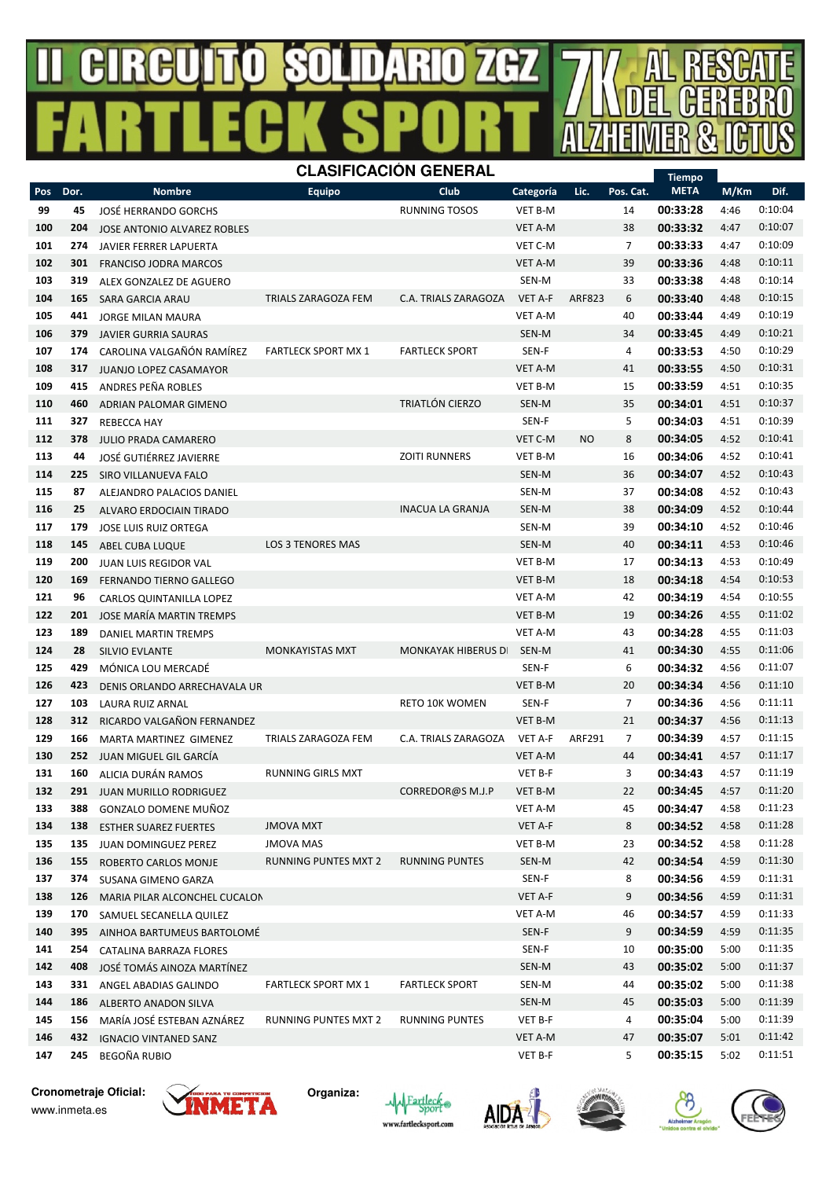# II CIRCUITO SOLIDARIO ZGZ FARTLECK SPORT 7K AL RESCATE DEL CEREBRO ALZHEIMER & ICTUS

## CLASIFICACIÓN GENERAL

| Pos | Dor. | Nombre | Equipo | Club | Categoría | Lic. | Pos. Cat. | Tiempo META | M/Km | Dif. |
|---|---|---|---|---|---|---|---|---|---|---|
| 99 | 45 | JOSÉ HERRANDO GORCHS | | RUNNING TOSOS | VET B-M | | 14 | 00:33:28 | 4:46 | 0:10:04 |
| 100 | 204 | JOSE ANTONIO ALVAREZ ROBLES | | | VET A-M | | 38 | 00:33:32 | 4:47 | 0:10:07 |
| 101 | 274 | JAVIER FERRER LAPUERTA | | | VET C-M | | 7 | 00:33:33 | 4:47 | 0:10:09 |
| 102 | 301 | FRANCISO JODRA MARCOS | | | VET A-M | | 39 | 00:33:36 | 4:48 | 0:10:11 |
| 103 | 319 | ALEX GONZALEZ DE AGUERO | | | SEN-M | | 33 | 00:33:38 | 4:48 | 0:10:14 |
| 104 | 165 | SARA GARCIA ARAU | TRIALS ZARAGOZA FEM | C.A. TRIALS ZARAGOZA | VET A-F | ARF823 | 6 | 00:33:40 | 4:48 | 0:10:15 |
| 105 | 441 | JORGE MILAN MAURA | | | VET A-M | | 40 | 00:33:44 | 4:49 | 0:10:19 |
| 106 | 379 | JAVIER GURRIA SAURAS | | | SEN-M | | 34 | 00:33:45 | 4:49 | 0:10:21 |
| 107 | 174 | CAROLINA VALGAÑÓN RAMÍREZ | FARTLECK SPORT MX 1 | FARTLECK SPORT | SEN-F | | 4 | 00:33:53 | 4:50 | 0:10:29 |
| 108 | 317 | JUANJO LOPEZ CASAMAYOR | | | VET A-M | | 41 | 00:33:55 | 4:50 | 0:10:31 |
| 109 | 415 | ANDRES PEÑA ROBLES | | | VET B-M | | 15 | 00:33:59 | 4:51 | 0:10:35 |
| 110 | 460 | ADRIAN PALOMAR GIMENO | | TRIATLÓN CIERZO | SEN-M | | 35 | 00:34:01 | 4:51 | 0:10:37 |
| 111 | 327 | REBECCA HAY | | | SEN-F | | 5 | 00:34:03 | 4:51 | 0:10:39 |
| 112 | 378 | JULIO PRADA CAMARERO | | | VET C-M | NO | 8 | 00:34:05 | 4:52 | 0:10:41 |
| 113 | 44 | JOSÉ GUTIÉRREZ JAVIERRE | | ZOITI RUNNERS | VET B-M | | 16 | 00:34:06 | 4:52 | 0:10:41 |
| 114 | 225 | SIRO VILLANUEVA FALO | | | SEN-M | | 36 | 00:34:07 | 4:52 | 0:10:43 |
| 115 | 87 | ALEJANDRO PALACIOS DANIEL | | | SEN-M | | 37 | 00:34:08 | 4:52 | 0:10:43 |
| 116 | 25 | ALVARO ERDOCIAIN TIRADO | | INACUA LA GRANJA | SEN-M | | 38 | 00:34:09 | 4:52 | 0:10:44 |
| 117 | 179 | JOSE LUIS RUIZ ORTEGA | | | SEN-M | | 39 | 00:34:10 | 4:52 | 0:10:46 |
| 118 | 145 | ABEL CUBA LUQUE | LOS 3 TENORES MAS | | SEN-M | | 40 | 00:34:11 | 4:53 | 0:10:46 |
| 119 | 200 | JUAN LUIS REGIDOR VAL | | | VET B-M | | 17 | 00:34:13 | 4:53 | 0:10:49 |
| 120 | 169 | FERNANDO TIERNO GALLEGO | | | VET B-M | | 18 | 00:34:18 | 4:54 | 0:10:53 |
| 121 | 96 | CARLOS QUINTANILLA LOPEZ | | | VET A-M | | 42 | 00:34:19 | 4:54 | 0:10:55 |
| 122 | 201 | JOSE MARÍA MARTIN TREMPS | | | VET B-M | | 19 | 00:34:26 | 4:55 | 0:11:02 |
| 123 | 189 | DANIEL MARTIN TREMPS | | | VET A-M | | 43 | 00:34:28 | 4:55 | 0:11:03 |
| 124 | 28 | SILVIO EVLANTE | MONKAYISTAS MXT | MONKAYAK HIBERUS DI | SEN-M | | 41 | 00:34:30 | 4:55 | 0:11:06 |
| 125 | 429 | MÓNICA LOU MERCADÉ | | | SEN-F | | 6 | 00:34:32 | 4:56 | 0:11:07 |
| 126 | 423 | DENIS ORLANDO ARRECHAVALA UR | | | VET B-M | | 20 | 00:34:34 | 4:56 | 0:11:10 |
| 127 | 103 | LAURA RUIZ ARNAL | | RETO 10K WOMEN | SEN-F | | 7 | 00:34:36 | 4:56 | 0:11:11 |
| 128 | 312 | RICARDO VALGAÑON FERNANDEZ | | | VET B-M | | 21 | 00:34:37 | 4:56 | 0:11:13 |
| 129 | 166 | MARTA MARTINEZ GIMENEZ | TRIALS ZARAGOZA FEM | C.A. TRIALS ZARAGOZA | VET A-F | ARF291 | 7 | 00:34:39 | 4:57 | 0:11:15 |
| 130 | 252 | JUAN MIGUEL GIL GARCÍA | | | VET A-M | | 44 | 00:34:41 | 4:57 | 0:11:17 |
| 131 | 160 | ALICIA DURÁN RAMOS | RUNNING GIRLS MXT | | VET B-F | | 3 | 00:34:43 | 4:57 | 0:11:19 |
| 132 | 291 | JUAN MURILLO RODRIGUEZ | | CORREDOR@S M.J.P | VET B-M | | 22 | 00:34:45 | 4:57 | 0:11:20 |
| 133 | 388 | GONZALO DOMENE MUÑOZ | | | VET A-M | | 45 | 00:34:47 | 4:58 | 0:11:23 |
| 134 | 138 | ESTHER SUAREZ FUERTES | JMOVA MXT | | VET A-F | | 8 | 00:34:52 | 4:58 | 0:11:28 |
| 135 | 135 | JUAN DOMINGUEZ PEREZ | JMOVA MAS | | VET B-M | | 23 | 00:34:52 | 4:58 | 0:11:28 |
| 136 | 155 | ROBERTO CARLOS MONJE | RUNNING PUNTES MXT 2 | RUNNING PUNTES | SEN-M | | 42 | 00:34:54 | 4:59 | 0:11:30 |
| 137 | 374 | SUSANA GIMENO GARZA | | | SEN-F | | 8 | 00:34:56 | 4:59 | 0:11:31 |
| 138 | 126 | MARIA PILAR ALCONCHEL CUCALON | | | VET A-F | | 9 | 00:34:56 | 4:59 | 0:11:31 |
| 139 | 170 | SAMUEL SECANELLA QUILEZ | | | VET A-M | | 46 | 00:34:57 | 4:59 | 0:11:33 |
| 140 | 395 | AINHOA BARTUMEUS BARTOLOMÉ | | | SEN-F | | 9 | 00:34:59 | 4:59 | 0:11:35 |
| 141 | 254 | CATALINA BARRAZA FLORES | | | SEN-F | | 10 | 00:35:00 | 5:00 | 0:11:35 |
| 142 | 408 | JOSÉ TOMÁS AINOZA MARTÍNEZ | | | SEN-M | | 43 | 00:35:02 | 5:00 | 0:11:37 |
| 143 | 331 | ANGEL ABADIAS GALINDO | FARTLECK SPORT MX 1 | FARTLECK SPORT | SEN-M | | 44 | 00:35:02 | 5:00 | 0:11:38 |
| 144 | 186 | ALBERTO ANADON SILVA | | | SEN-M | | 45 | 00:35:03 | 5:00 | 0:11:39 |
| 145 | 156 | MARÍA JOSÉ ESTEBAN AZNÁREZ | RUNNING PUNTES MXT 2 | RUNNING PUNTES | VET B-F | | 4 | 00:35:04 | 5:00 | 0:11:39 |
| 146 | 432 | IGNACIO VINTANED SANZ | | | VET A-M | | 47 | 00:35:07 | 5:01 | 0:11:42 |
| 147 | 245 | BEGOÑA RUBIO | | | VET B-F | | 5 | 00:35:15 | 5:02 | 0:11:51 |

**Cronometraje Oficial:** www.inmeta.es

**Organiza:**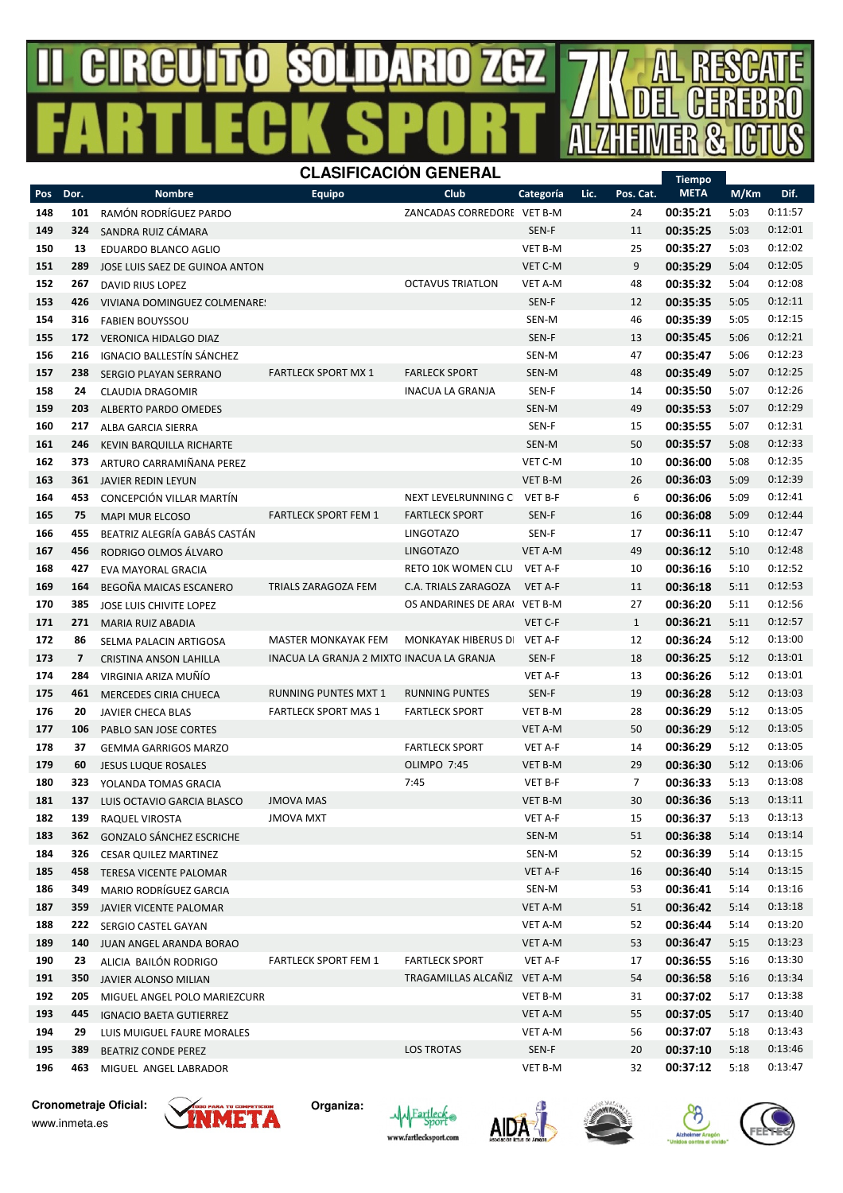# II CIRCUITO SOLIDARIO ZGZ FARTLECK SPORT 7K AL RESCATE DEL CEREBRO ALZHEIMER & ICTUS

## CLASIFICACIÓN GENERAL

| Pos | Dor. | Nombre | Equipo | Club | Categoría | Lic. | Pos. Cat. | Tiempo META | M/Km | Dif. |
|---|---|---|---|---|---|---|---|---|---|---|
| 148 | 101 | RAMÓN RODRÍGUEZ PARDO | | ZANCADAS CORREDORE | VET B-M | | 24 | 00:35:21 | 5:03 | 0:11:57 |
| 149 | 324 | SANDRA RUIZ CÁMARA | | | SEN-F | | 11 | 00:35:25 | 5:03 | 0:12:01 |
| 150 | 13 | EDUARDO BLANCO AGLIO | | | VET B-M | | 25 | 00:35:27 | 5:03 | 0:12:02 |
| 151 | 289 | JOSE LUIS SAEZ DE GUINOA ANTON | | | VET C-M | | 9 | 00:35:29 | 5:04 | 0:12:05 |
| 152 | 267 | DAVID RIUS LOPEZ | | OCTAVUS TRIATLON | VET A-M | | 48 | 00:35:32 | 5:04 | 0:12:08 |
| 153 | 426 | VIVIANA DOMINGUEZ COLMENARE! | | | SEN-F | | 12 | 00:35:35 | 5:05 | 0:12:11 |
| 154 | 316 | FABIEN BOUYSSOU | | | SEN-M | | 46 | 00:35:39 | 5:05 | 0:12:15 |
| 155 | 172 | VERONICA HIDALGO DIAZ | | | SEN-F | | 13 | 00:35:45 | 5:06 | 0:12:21 |
| 156 | 216 | IGNACIO BALLESTÍN SÁNCHEZ | | | SEN-M | | 47 | 00:35:47 | 5:06 | 0:12:23 |
| 157 | 238 | SERGIO PLAYAN SERRANO | FARTLECK SPORT MX 1 | FARLECK SPORT | SEN-M | | 48 | 00:35:49 | 5:07 | 0:12:25 |
| 158 | 24 | CLAUDIA DRAGOMIR | | INACUA LA GRANJA | SEN-F | | 14 | 00:35:50 | 5:07 | 0:12:26 |
| 159 | 203 | ALBERTO PARDO OMEDES | | | SEN-M | | 49 | 00:35:53 | 5:07 | 0:12:29 |
| 160 | 217 | ALBA GARCIA SIERRA | | | SEN-F | | 15 | 00:35:55 | 5:07 | 0:12:31 |
| 161 | 246 | KEVIN BARQUILLA RICHARTE | | | SEN-M | | 50 | 00:35:57 | 5:08 | 0:12:33 |
| 162 | 373 | ARTURO CARRAMIÑANA PEREZ | | | VET C-M | | 10 | 00:36:00 | 5:08 | 0:12:35 |
| 163 | 361 | JAVIER REDIN LEYUN | | | VET B-M | | 26 | 00:36:03 | 5:09 | 0:12:39 |
| 164 | 453 | CONCEPCIÓN VILLAR MARTÍN | | NEXT LEVELRUNNING C | VET B-F | | 6 | 00:36:06 | 5:09 | 0:12:41 |
| 165 | 75 | MAPI MUR ELCOSO | FARTLECK SPORT FEM 1 | FARTLECK SPORT | SEN-F | | 16 | 00:36:08 | 5:09 | 0:12:44 |
| 166 | 455 | BEATRIZ ALEGRÍA GABÁS CASTÁN | | LINGOTAZO | SEN-F | | 17 | 00:36:11 | 5:10 | 0:12:47 |
| 167 | 456 | RODRIGO OLMOS ÁLVARO | | LINGOTAZO | VET A-M | | 49 | 00:36:12 | 5:10 | 0:12:48 |
| 168 | 427 | EVA MAYORAL GRACIA | | RETO 10K WOMEN CLU | VET A-F | | 10 | 00:36:16 | 5:10 | 0:12:52 |
| 169 | 164 | BEGOÑA MAICAS ESCANERO | TRIALS ZARAGOZA FEM | C.A. TRIALS ZARAGOZA | VET A-F | | 11 | 00:36:18 | 5:11 | 0:12:53 |
| 170 | 385 | JOSE LUIS CHIVITE LOPEZ | | OS ANDARINES DE ARA( | VET B-M | | 27 | 00:36:20 | 5:11 | 0:12:56 |
| 171 | 271 | MARIA RUIZ ABADIA | | | VET C-F | | 1 | 00:36:21 | 5:11 | 0:12:57 |
| 172 | 86 | SELMA PALACIN ARTIGOSA | MASTER MONKAYAK FEM | MONKAYAK HIBERUS DI | VET A-F | | 12 | 00:36:24 | 5:12 | 0:13:00 |
| 173 | 7 | CRISTINA ANSON LAHILLA | INACUA LA GRANJA 2 MIXTO | INACUA LA GRANJA | SEN-F | | 18 | 00:36:25 | 5:12 | 0:13:01 |
| 174 | 284 | VIRGINIA ARIZA MUÑÍO | | | VET A-F | | 13 | 00:36:26 | 5:12 | 0:13:01 |
| 175 | 461 | MERCEDES CIRIA CHUECA | RUNNING PUNTES MXT 1 | RUNNING PUNTES | SEN-F | | 19 | 00:36:28 | 5:12 | 0:13:03 |
| 176 | 20 | JAVIER CHECA BLAS | FARTLECK SPORT MAS 1 | FARTLECK SPORT | VET B-M | | 28 | 00:36:29 | 5:12 | 0:13:05 |
| 177 | 106 | PABLO SAN JOSE CORTES | | | VET A-M | | 50 | 00:36:29 | 5:12 | 0:13:05 |
| 178 | 37 | GEMMA GARRIGOS MARZO | | FARTLECK SPORT | VET A-F | | 14 | 00:36:29 | 5:12 | 0:13:05 |
| 179 | 60 | JESUS LUQUE ROSALES | | OLIMPO 7:45 | VET B-M | | 29 | 00:36:30 | 5:12 | 0:13:06 |
| 180 | 323 | YOLANDA TOMAS GRACIA | | 7:45 | VET B-F | | 7 | 00:36:33 | 5:13 | 0:13:08 |
| 181 | 137 | LUIS OCTAVIO GARCIA BLASCO | JMOVA MAS | | VET B-M | | 30 | 00:36:36 | 5:13 | 0:13:11 |
| 182 | 139 | RAQUEL VIROSTA | JMOVA MXT | | VET A-F | | 15 | 00:36:37 | 5:13 | 0:13:13 |
| 183 | 362 | GONZALO SÁNCHEZ ESCRICHE | | | SEN-M | | 51 | 00:36:38 | 5:14 | 0:13:14 |
| 184 | 326 | CESAR QUILEZ MARTINEZ | | | SEN-M | | 52 | 00:36:39 | 5:14 | 0:13:15 |
| 185 | 458 | TERESA VICENTE PALOMAR | | | VET A-F | | 16 | 00:36:40 | 5:14 | 0:13:15 |
| 186 | 349 | MARIO RODRÍGUEZ GARCIA | | | SEN-M | | 53 | 00:36:41 | 5:14 | 0:13:16 |
| 187 | 359 | JAVIER VICENTE PALOMAR | | | VET A-M | | 51 | 00:36:42 | 5:14 | 0:13:18 |
| 188 | 222 | SERGIO CASTEL GAYAN | | | VET A-M | | 52 | 00:36:44 | 5:14 | 0:13:20 |
| 189 | 140 | JUAN ANGEL ARANDA BORAO | | | VET A-M | | 53 | 00:36:47 | 5:15 | 0:13:23 |
| 190 | 23 | ALICIA BAILÓN RODRIGO | FARTLECK SPORT FEM 1 | FARTLECK SPORT | VET A-F | | 17 | 00:36:55 | 5:16 | 0:13:30 |
| 191 | 350 | JAVIER ALONSO MILIAN | | TRAGAMILLAS ALCAÑIZ | VET A-M | | 54 | 00:36:58 | 5:16 | 0:13:34 |
| 192 | 205 | MIGUEL ANGEL POLO MARIEZCURR | | | VET B-M | | 31 | 00:37:02 | 5:17 | 0:13:38 |
| 193 | 445 | IGNACIO BAETA GUTIERREZ | | | VET A-M | | 55 | 00:37:05 | 5:17 | 0:13:40 |
| 194 | 29 | LUIS MUIGUEL FAURE MORALES | | | VET A-M | | 56 | 00:37:07 | 5:18 | 0:13:43 |
| 195 | 389 | BEATRIZ CONDE PEREZ | | LOS TROTAS | SEN-F | | 20 | 00:37:10 | 5:18 | 0:13:46 |
| 196 | 463 | MIGUEL ANGEL LABRADOR | | | VET B-M | | 32 | 00:37:12 | 5:18 | 0:13:47 |

**Cronometraje Oficial:** www.inmeta.es **Organiza:**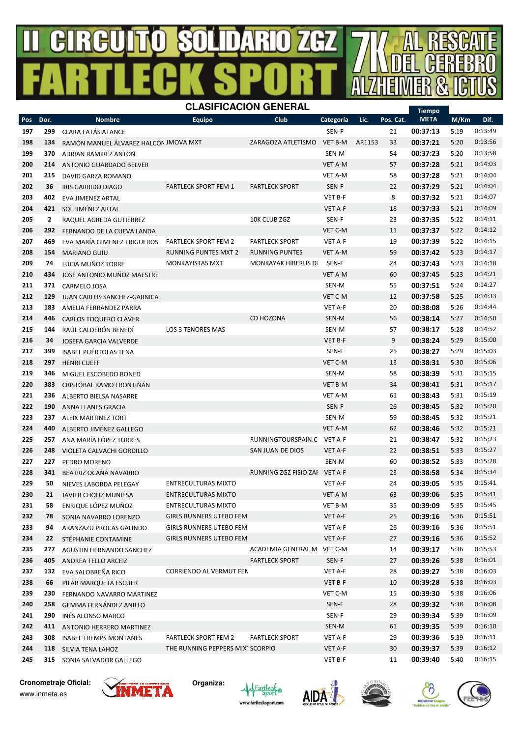# II CIRCUITO SOLIDARIO ZGZ FARTLECK SPORT 7K AL RESCATE DEL CEREBRO ALZHEIMER & ICTUS

## CLASIFICACIÓN GENERAL

| Pos | Dor. | Nombre | Equipo | Club | Categoría | Lic. | Pos. Cat. | Tiempo META | M/Km | Dif. |
|---|---|---|---|---|---|---|---|---|---|---|
| 197 | 299 | CLARA FATÁS ATANCE | | | SEN-F | | 21 | 00:37:13 | 5:19 | 0:13:49 |
| 198 | 134 | RAMÓN MANUEL ÁLVAREZ HALCÓN | JMOVA MXT | ZARAGOZA ATLETISMO | VET B-M | AR1153 | 33 | 00:37:21 | 5:20 | 0:13:56 |
| 199 | 370 | ADRIAN RAMIREZ ANTON | | | SEN-M | | 54 | 00:37:23 | 5:20 | 0:13:58 |
| 200 | 214 | ANTONIO GUARDADO BELVER | | | VET A-M | | 57 | 00:37:28 | 5:21 | 0:14:03 |
| 201 | 215 | DAVID GARZA ROMANO | | | VET A-M | | 58 | 00:37:28 | 5:21 | 0:14:04 |
| 202 | 36 | IRIS GARRIDO DIAGO | FARTLECK SPORT FEM 1 | FARTLECK SPORT | SEN-F | | 22 | 00:37:29 | 5:21 | 0:14:04 |
| 203 | 402 | EVA JIMENEZ ARTAL | | | VET B-F | | 8 | 00:37:32 | 5:21 | 0:14:07 |
| 204 | 421 | SOL JIMÉNEZ ARTAL | | | VET A-F | | 18 | 00:37:33 | 5:21 | 0:14:09 |
| 205 | 2 | RAQUEL AGREDA GUTIERREZ | | 10K CLUB ZGZ | SEN-F | | 23 | 00:37:35 | 5:22 | 0:14:11 |
| 206 | 292 | FERNANDO DE LA CUEVA LANDA | | | VET C-M | | 11 | 00:37:37 | 5:22 | 0:14:12 |
| 207 | 469 | EVA MARÍA GIMENEZ TRIGUEROS | FARTLECK SPORT FEM 2 | FARTLECK SPORT | VET A-F | | 19 | 00:37:39 | 5:22 | 0:14:15 |
| 208 | 154 | MARIANO GUIU | RUNNING PUNTES MXT 2 | RUNNING PUNTES | VET A-M | | 59 | 00:37:42 | 5:23 | 0:14:17 |
| 209 | 74 | LUCIA MUÑOZ TORRE | MONKAYISTAS MXT | MONKAYAK HIBERUS DI | SEN-F | | 24 | 00:37:43 | 5:23 | 0:14:18 |
| 210 | 434 | JOSE ANTONIO MUÑOZ MAESTRE | | | VET A-M | | 60 | 00:37:45 | 5:23 | 0:14:21 |
| 211 | 371 | CARMELO JOSA | | | SEN-M | | 55 | 00:37:51 | 5:24 | 0:14:27 |
| 212 | 129 | JUAN CARLOS SANCHEZ-GARNICA | | | VET C-M | | 12 | 00:37:58 | 5:25 | 0:14:33 |
| 213 | 183 | AMELIA FERRANDEZ PARRA | | | VET A-F | | 20 | 00:38:08 | 5:26 | 0:14:44 |
| 214 | 446 | CARLOS TOQUERO CLAVER | | CD HOZONA | SEN-M | | 56 | 00:38:14 | 5:27 | 0:14:50 |
| 215 | 144 | RAÚL CALDERÓN BENEDÍ | LOS 3 TENORES MAS | | SEN-M | | 57 | 00:38:17 | 5:28 | 0:14:52 |
| 216 | 34 | JOSEFA GARCIA VALVERDE | | | VET B-F | | 9 | 00:38:24 | 5:29 | 0:15:00 |
| 217 | 399 | ISABEL PUÉRTOLAS TENA | | | SEN-F | | 25 | 00:38:27 | 5:29 | 0:15:03 |
| 218 | 297 | HENRI CUEFF | | | VET C-M | | 13 | 00:38:31 | 5:30 | 0:15:06 |
| 219 | 346 | MIGUEL ESCOBEDO BONED | | | SEN-M | | 58 | 00:38:39 | 5:31 | 0:15:15 |
| 220 | 383 | CRISTÓBAL RAMO FRONTIÑÁN | | | VET B-M | | 34 | 00:38:41 | 5:31 | 0:15:17 |
| 221 | 236 | ALBERTO BIELSA NASARRE | | | VET A-M | | 61 | 00:38:43 | 5:31 | 0:15:19 |
| 222 | 190 | ANNA LLANES GRACIA | | | SEN-F | | 26 | 00:38:45 | 5:32 | 0:15:20 |
| 223 | 237 | ALEIX MARTINEZ TORT | | | SEN-M | | 59 | 00:38:45 | 5:32 | 0:15:21 |
| 224 | 440 | ALBERTO JIMÉNEZ GALLEGO | | | VET A-M | | 62 | 00:38:46 | 5:32 | 0:15:21 |
| 225 | 257 | ANA MARÍA LÓPEZ TORRES | | RUNNINGTOURSPAIN.C | VET A-F | | 21 | 00:38:47 | 5:32 | 0:15:23 |
| 226 | 248 | VIOLETA CALVACHI GORDILLO | | SAN JUAN DE DIOS | VET A-F | | 22 | 00:38:51 | 5:33 | 0:15:27 |
| 227 | 227 | PEDRO MORENO | | | SEN-M | | 60 | 00:38:52 | 5:33 | 0:15:28 |
| 228 | 341 | BEATRIZ OCAÑA NAVARRO | | RUNNING ZGZ FISIO ZAI | VET A-F | | 23 | 00:38:58 | 5:34 | 0:15:34 |
| 229 | 50 | NIEVES LABORDA PELEGAY | ENTRECULTURAS MIXTO | | VET A-F | | 24 | 00:39:05 | 5:35 | 0:15:41 |
| 230 | 21 | JAVIER CHOLIZ MUNIESA | ENTRECULTURAS MIXTO | | VET A-M | | 63 | 00:39:06 | 5:35 | 0:15:41 |
| 231 | 58 | ENRIQUE LÓPEZ MUÑOZ | ENTRECULTURAS MIXTO | | VET B-M | | 35 | 00:39:09 | 5:35 | 0:15:45 |
| 232 | 78 | SONIA NAVARRO LORENZO | GIRLS RUNNERS UTEBO FEM | | VET A-F | | 25 | 00:39:16 | 5:36 | 0:15:51 |
| 233 | 94 | ARANZAZU PROCAS GALINDO | GIRLS RUNNERS UTEBO FEM | | VET A-F | | 26 | 00:39:16 | 5:36 | 0:15:51 |
| 234 | 22 | STÉPHANIE CONTAMINE | GIRLS RUNNERS UTEBO FEM | | VET A-F | | 27 | 00:39:16 | 5:36 | 0:15:52 |
| 235 | 277 | AGUSTIN HERNANDO SANCHEZ | | ACADEMIA GENERAL M | VET C-M | | 14 | 00:39:17 | 5:36 | 0:15:53 |
| 236 | 405 | ANDREA TELLO ARCEIZ | | FARTLECK SPORT | SEN-F | | 27 | 00:39:26 | 5:38 | 0:16:01 |
| 237 | 132 | EVA SALOBREÑA RICO | CORRIENDO AL VERMUT FEN | | VET A-F | | 28 | 00:39:27 | 5:38 | 0:16:03 |
| 238 | 66 | PILAR MARQUETA ESCUER | | | VET B-F | | 10 | 00:39:28 | 5:38 | 0:16:03 |
| 239 | 230 | FERNANDO NAVARRO MARTINEZ | | | VET C-M | | 15 | 00:39:30 | 5:38 | 0:16:06 |
| 240 | 258 | GEMMA FERNÁNDEZ ANILLO | | | SEN-F | | 28 | 00:39:32 | 5:38 | 0:16:08 |
| 241 | 290 | INÉS ALONSO MARCO | | | SEN-F | | 29 | 00:39:34 | 5:39 | 0:16:09 |
| 242 | 411 | ANTONIO HERRERO MARTINEZ | | | SEN-M | | 61 | 00:39:35 | 5:39 | 0:16:10 |
| 243 | 308 | ISABEL TREMPS MONTAÑES | FARTLECK SPORT FEM 2 | FARTLECK SPORT | VET A-F | | 29 | 00:39:36 | 5:39 | 0:16:11 |
| 244 | 118 | SILVIA TENA LAHOZ | THE RUNNING PEPPERS MIX | SCORPIO | VET A-F | | 30 | 00:39:37 | 5:39 | 0:16:12 |
| 245 | 315 | SONIA SALVADOR GALLEGO | | | VET B-F | | 11 | 00:39:40 | 5:40 | 0:16:15 |

**Cronometraje Oficial:** www.inmeta.es

**Organiza:**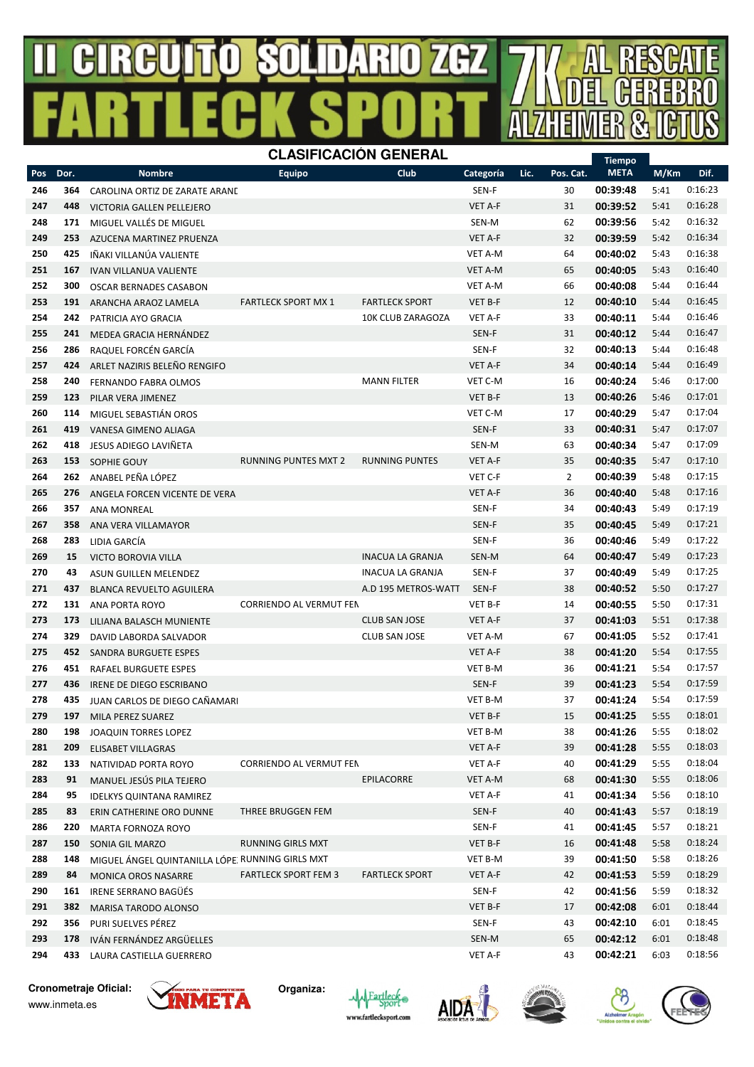# II CIRCUITO SOLIDARIO ZGZ FARTLECK SPORT 7K AL RESCATE DEL CEREBRO ALZHEIMER & ICTUS

## CLASIFICACIÓN GENERAL

| Pos | Dor. | Nombre | Equipo | Club | Categoría | Lic. | Pos. Cat. | Tiempo META | M/Km | Dif. |
|---|---|---|---|---|---|---|---|---|---|---|
| 246 | 364 | CAROLINA ORTIZ DE ZARATE ARANE | | | SEN-F | | 30 | 00:39:48 | 5:41 | 0:16:23 |
| 247 | 448 | VICTORIA GALLEN PELLEJERO | | | VET A-F | | 31 | 00:39:52 | 5:41 | 0:16:28 |
| 248 | 171 | MIGUEL VALLÉS DE MIGUEL | | | SEN-M | | 62 | 00:39:56 | 5:42 | 0:16:32 |
| 249 | 253 | AZUCENA MARTINEZ PRUENZA | | | VET A-F | | 32 | 00:39:59 | 5:42 | 0:16:34 |
| 250 | 425 | IÑAKI VILLANÚA VALIENTE | | | VET A-M | | 64 | 00:40:02 | 5:43 | 0:16:38 |
| 251 | 167 | IVAN VILLANUA VALIENTE | | | VET A-M | | 65 | 00:40:05 | 5:43 | 0:16:40 |
| 252 | 300 | OSCAR BERNADES CASABON | | | VET A-M | | 66 | 00:40:08 | 5:44 | 0:16:44 |
| 253 | 191 | ARANCHA ARAOZ LAMELA | FARTLECK SPORT MX 1 | FARTLECK SPORT | VET B-F | | 12 | 00:40:10 | 5:44 | 0:16:45 |
| 254 | 242 | PATRICIA AYO GRACIA | | 10K CLUB ZARAGOZA | VET A-F | | 33 | 00:40:11 | 5:44 | 0:16:46 |
| 255 | 241 | MEDEA GRACIA HERNÁNDEZ | | | SEN-F | | 31 | 00:40:12 | 5:44 | 0:16:47 |
| 256 | 286 | RAQUEL FORCÉN GARCÍA | | | SEN-F | | 32 | 00:40:13 | 5:44 | 0:16:48 |
| 257 | 424 | ARLET NAZIRIS BELEÑO RENGIFO | | | VET A-F | | 34 | 00:40:14 | 5:44 | 0:16:49 |
| 258 | 240 | FERNANDO FABRA OLMOS | | MANN FILTER | VET C-M | | 16 | 00:40:24 | 5:46 | 0:17:00 |
| 259 | 123 | PILAR VERA JIMENEZ | | | VET B-F | | 13 | 00:40:26 | 5:46 | 0:17:01 |
| 260 | 114 | MIGUEL SEBASTIÁN OROS | | | VET C-M | | 17 | 00:40:29 | 5:47 | 0:17:04 |
| 261 | 419 | VANESA GIMENO ALIAGA | | | SEN-F | | 33 | 00:40:31 | 5:47 | 0:17:07 |
| 262 | 418 | JESUS ADIEGO LAVIÑETA | | | SEN-M | | 63 | 00:40:34 | 5:47 | 0:17:09 |
| 263 | 153 | SOPHIE GOUY | RUNNING PUNTES MXT 2 | RUNNING PUNTES | VET A-F | | 35 | 00:40:35 | 5:47 | 0:17:10 |
| 264 | 262 | ANABEL PEÑA LÓPEZ | | | VET C-F | | 2 | 00:40:39 | 5:48 | 0:17:15 |
| 265 | 276 | ANGELA FORCEN VICENTE DE VERA | | | VET A-F | | 36 | 00:40:40 | 5:48 | 0:17:16 |
| 266 | 357 | ANA MONREAL | | | SEN-F | | 34 | 00:40:43 | 5:49 | 0:17:19 |
| 267 | 358 | ANA VERA VILLAMAYOR | | | SEN-F | | 35 | 00:40:45 | 5:49 | 0:17:21 |
| 268 | 283 | LIDIA GARCÍA | | | SEN-F | | 36 | 00:40:46 | 5:49 | 0:17:22 |
| 269 | 15 | VICTO BOROVIA VILLA | | INACUA LA GRANJA | SEN-M | | 64 | 00:40:47 | 5:49 | 0:17:23 |
| 270 | 43 | ASUN GUILLEN MELENDEZ | | INACUA LA GRANJA | SEN-F | | 37 | 00:40:49 | 5:49 | 0:17:25 |
| 271 | 437 | BLANCA REVUELTO AGUILERA | | A.D 195 METROS-WATT | SEN-F | | 38 | 00:40:52 | 5:50 | 0:17:27 |
| 272 | 131 | ANA PORTA ROYO | CORRIENDO AL VERMUT FEN | | VET B-F | | 14 | 00:40:55 | 5:50 | 0:17:31 |
| 273 | 173 | LILIANA BALASCH MUNIENTE | | CLUB SAN JOSE | VET A-F | | 37 | 00:41:03 | 5:51 | 0:17:38 |
| 274 | 329 | DAVID LABORDA SALVADOR | | CLUB SAN JOSE | VET A-M | | 67 | 00:41:05 | 5:52 | 0:17:41 |
| 275 | 452 | SANDRA BURGUETE ESPES | | | VET A-F | | 38 | 00:41:20 | 5:54 | 0:17:55 |
| 276 | 451 | RAFAEL BURGUETE ESPES | | | VET B-M | | 36 | 00:41:21 | 5:54 | 0:17:57 |
| 277 | 436 | IRENE DE DIEGO ESCRIBANO | | | SEN-F | | 39 | 00:41:23 | 5:54 | 0:17:59 |
| 278 | 435 | JUAN CARLOS DE DIEGO CAÑAMARI | | | VET B-M | | 37 | 00:41:24 | 5:54 | 0:17:59 |
| 279 | 197 | MILA PEREZ SUAREZ | | | VET B-F | | 15 | 00:41:25 | 5:55 | 0:18:01 |
| 280 | 198 | JOAQUIN TORRES LOPEZ | | | VET B-M | | 38 | 00:41:26 | 5:55 | 0:18:02 |
| 281 | 209 | ELISABET VILLAGRAS | | | VET A-F | | 39 | 00:41:28 | 5:55 | 0:18:03 |
| 282 | 133 | NATIVIDAD PORTA ROYO | CORRIENDO AL VERMUT FEN | | VET A-F | | 40 | 00:41:29 | 5:55 | 0:18:04 |
| 283 | 91 | MANUEL JESÚS PILA TEJERO | | EPILACORRE | VET A-M | | 68 | 00:41:30 | 5:55 | 0:18:06 |
| 284 | 95 | IDELKYS QUINTANA RAMIREZ | | | VET A-F | | 41 | 00:41:34 | 5:56 | 0:18:10 |
| 285 | 83 | ERIN CATHERINE ORO DUNNE | THREE BRUGGEN FEM | | SEN-F | | 40 | 00:41:43 | 5:57 | 0:18:19 |
| 286 | 220 | MARTA FORNOZA ROYO | | | SEN-F | | 41 | 00:41:45 | 5:57 | 0:18:21 |
| 287 | 150 | SONIA GIL MARZO | RUNNING GIRLS MXT | | VET B-F | | 16 | 00:41:48 | 5:58 | 0:18:24 |
| 288 | 148 | MIGUEL ÁNGEL QUINTANILLA LÓPE | RUNNING GIRLS MXT | | VET B-M | | 39 | 00:41:50 | 5:58 | 0:18:26 |
| 289 | 84 | MONICA OROS NASARRE | FARTLECK SPORT FEM 3 | FARTLECK SPORT | VET A-F | | 42 | 00:41:53 | 5:59 | 0:18:29 |
| 290 | 161 | IRENE SERRANO BAGÜÉS | | | SEN-F | | 42 | 00:41:56 | 5:59 | 0:18:32 |
| 291 | 382 | MARISA TARODO ALONSO | | | VET B-F | | 17 | 00:42:08 | 6:01 | 0:18:44 |
| 292 | 356 | PURI SUELVES PÉREZ | | | SEN-F | | 43 | 00:42:10 | 6:01 | 0:18:45 |
| 293 | 178 | IVÁN FERNÁNDEZ ARGÜELLES | | | SEN-M | | 65 | 00:42:12 | 6:01 | 0:18:48 |
| 294 | 433 | LAURA CASTIELLA GUERRERO | | | VET A-F | | 43 | 00:42:21 | 6:03 | 0:18:56 |

**Cronometraje Oficial:** www.inmeta.es

**Organiza:**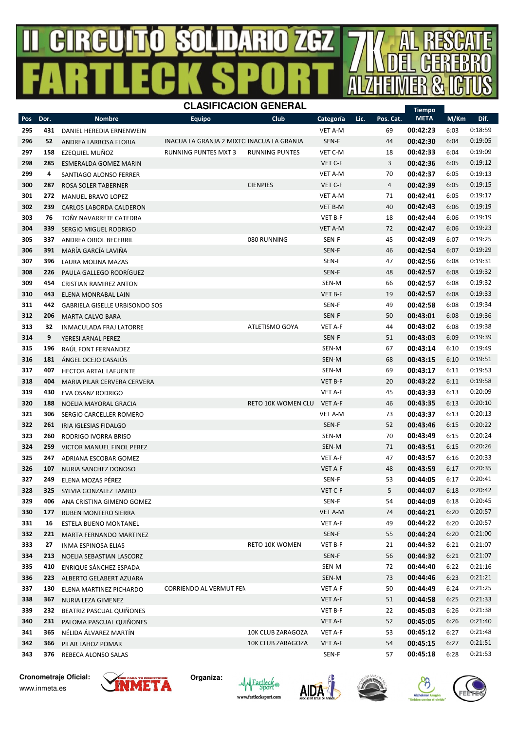# II CIRCUITO SOLIDARIO ZGZ FARTLECK SPORT 7K AL RESCATE DEL CEREBRO ALZHEIMER & ICTUS

## CLASIFICACIÓN GENERAL

| Pos | Dor. | Nombre | Equipo | Club | Categoría | Lic. | Pos. Cat. | Tiempo META | M/Km | Dif. |
|---|---|---|---|---|---|---|---|---|---|---|
| 295 | 431 | DANIEL HEREDIA ERNENWEIN | | | VET A-M | | 69 | 00:42:23 | 6:03 | 0:18:59 |
| 296 | 52 | ANDREA LARROSA FLORIA | INACUA LA GRANJA 2 MIXTO | INACUA LA GRANJA | SEN-F | | 44 | 00:42:30 | 6:04 | 0:19:05 |
| 297 | 158 | EZEQUIEL MUÑOZ | RUNNING PUNTES MXT 3 | RUNNING PUNTES | VET C-M | | 18 | 00:42:33 | 6:04 | 0:19:09 |
| 298 | 285 | ESMERALDA GOMEZ MARIN | | | VET C-F | | 3 | 00:42:36 | 6:05 | 0:19:12 |
| 299 | 4 | SANTIAGO ALONSO FERRER | | | VET A-M | | 70 | 00:42:37 | 6:05 | 0:19:13 |
| 300 | 287 | ROSA SOLER TABERNER | | CIENPIES | VET C-F | | 4 | 00:42:39 | 6:05 | 0:19:15 |
| 301 | 272 | MANUEL BRAVO LOPEZ | | | VET A-M | | 71 | 00:42:41 | 6:05 | 0:19:17 |
| 302 | 239 | CARLOS LABORDA CALDERON | | | VET B-M | | 40 | 00:42:43 | 6:06 | 0:19:19 |
| 303 | 76 | TOÑY NAVARRETE CATEDRA | | | VET B-F | | 18 | 00:42:44 | 6:06 | 0:19:19 |
| 304 | 339 | SERGIO MIGUEL RODRIGO | | | VET A-M | | 72 | 00:42:47 | 6:06 | 0:19:23 |
| 305 | 337 | ANDREA ORIOL BECERRIL | | 080 RUNNING | SEN-F | | 45 | 00:42:49 | 6:07 | 0:19:25 |
| 306 | 391 | MARÍA GARCÍA LAVIÑA | | | SEN-F | | 46 | 00:42:54 | 6:07 | 0:19:29 |
| 307 | 396 | LAURA MOLINA MAZAS | | | SEN-F | | 47 | 00:42:56 | 6:08 | 0:19:31 |
| 308 | 226 | PAULA GALLEGO RODRÍGUEZ | | | SEN-F | | 48 | 00:42:57 | 6:08 | 0:19:32 |
| 309 | 454 | CRISTIAN RAMIREZ ANTON | | | SEN-M | | 66 | 00:42:57 | 6:08 | 0:19:32 |
| 310 | 443 | ELENA MONRABAL LAIN | | | VET B-F | | 19 | 00:42:57 | 6:08 | 0:19:33 |
| 311 | 442 | GABRIELA GISELLE URBISONDO SOS | | | SEN-F | | 49 | 00:42:58 | 6:08 | 0:19:34 |
| 312 | 206 | MARTA CALVO BARA | | | SEN-F | | 50 | 00:43:01 | 6:08 | 0:19:36 |
| 313 | 32 | INMACULADA FRAJ LATORRE | | ATLETISMO GOYA | VET A-F | | 44 | 00:43:02 | 6:08 | 0:19:38 |
| 314 | 9 | YERESI ARNAL PEREZ | | | SEN-F | | 51 | 00:43:03 | 6:09 | 0:19:39 |
| 315 | 196 | RAÚL FONT FERNANDEZ | | | SEN-M | | 67 | 00:43:14 | 6:10 | 0:19:49 |
| 316 | 181 | ÁNGEL OCEJO CASAJÚS | | | SEN-M | | 68 | 00:43:15 | 6:10 | 0:19:51 |
| 317 | 407 | HECTOR ARTAL LAFUENTE | | | SEN-M | | 69 | 00:43:17 | 6:11 | 0:19:53 |
| 318 | 404 | MARIA PILAR CERVERA CERVERA | | | VET B-F | | 20 | 00:43:22 | 6:11 | 0:19:58 |
| 319 | 430 | EVA OSANZ RODRIGO | | | VET A-F | | 45 | 00:43:33 | 6:13 | 0:20:09 |
| 320 | 188 | NOELIA MAYORAL GRACIA | | RETO 10K WOMEN CLU | VET A-F | | 46 | 00:43:35 | 6:13 | 0:20:10 |
| 321 | 306 | SERGIO CARCELLER ROMERO | | | VET A-M | | 73 | 00:43:37 | 6:13 | 0:20:13 |
| 322 | 261 | IRIA IGLESIAS FIDALGO | | | SEN-F | | 52 | 00:43:46 | 6:15 | 0:20:22 |
| 323 | 260 | RODRIGO IVORRA BRISO | | | SEN-M | | 70 | 00:43:49 | 6:15 | 0:20:24 |
| 324 | 259 | VICTOR MANUEL FINOL PEREZ | | | SEN-M | | 71 | 00:43:51 | 6:15 | 0:20:26 |
| 325 | 247 | ADRIANA ESCOBAR GOMEZ | | | VET A-F | | 47 | 00:43:57 | 6:16 | 0:20:33 |
| 326 | 107 | NURIA SANCHEZ DONOSO | | | VET A-F | | 48 | 00:43:59 | 6:17 | 0:20:35 |
| 327 | 249 | ELENA MOZAS PÉREZ | | | SEN-F | | 53 | 00:44:05 | 6:17 | 0:20:41 |
| 328 | 325 | SYLVIA GONZALEZ TAMBO | | | VET C-F | | 5 | 00:44:07 | 6:18 | 0:20:42 |
| 329 | 406 | ANA CRISTINA GIMENO GOMEZ | | | SEN-F | | 54 | 00:44:09 | 6:18 | 0:20:45 |
| 330 | 177 | RUBEN MONTERO SIERRA | | | VET A-M | | 74 | 00:44:21 | 6:20 | 0:20:57 |
| 331 | 16 | ESTELA BUENO MONTANEL | | | VET A-F | | 49 | 00:44:22 | 6:20 | 0:20:57 |
| 332 | 221 | MARTA FERNANDO MARTINEZ | | | SEN-F | | 55 | 00:44:24 | 6:20 | 0:21:00 |
| 333 | 27 | INMA ESPINOSA ELIAS | | RETO 10K WOMEN | VET B-F | | 21 | 00:44:32 | 6:21 | 0:21:07 |
| 334 | 213 | NOELIA SEBASTIAN LASCORZ | | | SEN-F | | 56 | 00:44:32 | 6:21 | 0:21:07 |
| 335 | 410 | ENRIQUE SÁNCHEZ ESPADA | | | SEN-M | | 72 | 00:44:40 | 6:22 | 0:21:16 |
| 336 | 223 | ALBERTO GELABERT AZUARA | | | SEN-M | | 73 | 00:44:46 | 6:23 | 0:21:21 |
| 337 | 130 | ELENA MARTINEZ PICHARDO | CORRIENDO AL VERMUT FEN | | VET A-F | | 50 | 00:44:49 | 6:24 | 0:21:25 |
| 338 | 367 | NURIA LEZA GIMENEZ | | | VET A-F | | 51 | 00:44:58 | 6:25 | 0:21:33 |
| 339 | 232 | BEATRIZ PASCUAL QUIÑONES | | | VET B-F | | 22 | 00:45:03 | 6:26 | 0:21:38 |
| 340 | 231 | PALOMA PASCUAL QUIÑONES | | | VET A-F | | 52 | 00:45:05 | 6:26 | 0:21:40 |
| 341 | 365 | NÉLIDA ÁLVAREZ MARTÍN | | 10K CLUB ZARAGOZA | VET A-F | | 53 | 00:45:12 | 6:27 | 0:21:48 |
| 342 | 366 | PILAR LAHOZ POMAR | | 10K CLUB ZARAGOZA | VET A-F | | 54 | 00:45:15 | 6:27 | 0:21:51 |
| 343 | 376 | REBECA ALONSO SALAS | | | SEN-F | | 57 | 00:45:18 | 6:28 | 0:21:53 |

**Cronometraje Oficial:** www.inmeta.es — INMETA

**Organiza:** Fartleck Sport (www.fartlecksport.com), AIDA, Alzheimer Aragón "Unidos contra el olvido", FEETEG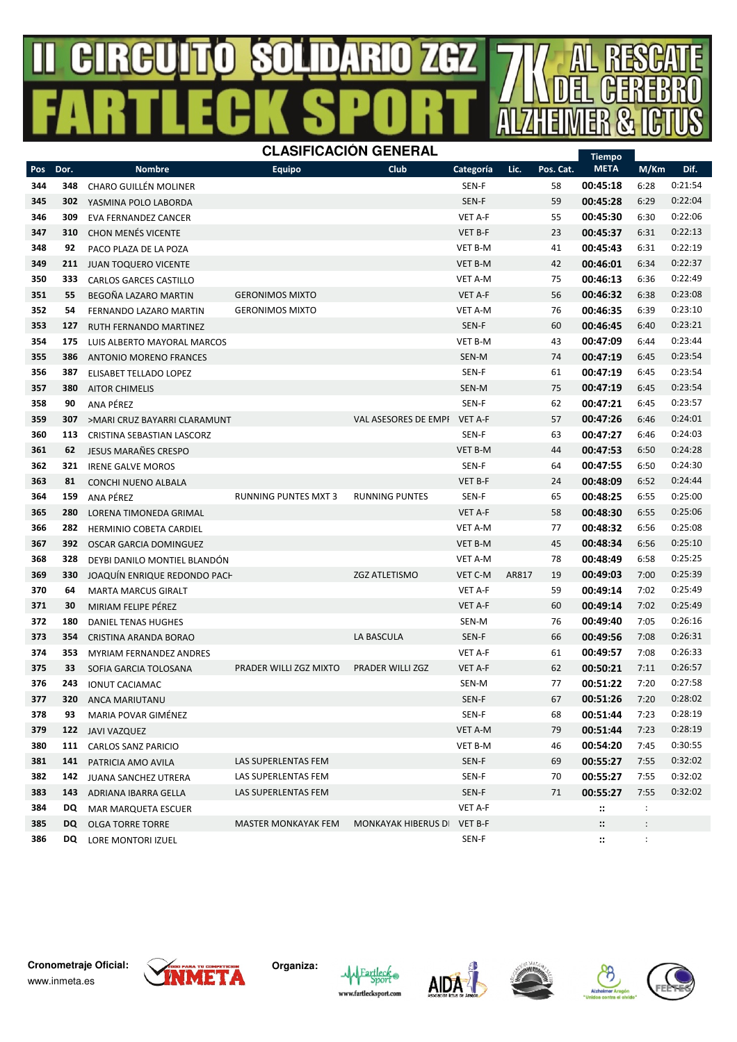# II CIRCUITO SOLIDARIO ZGZ FARTLECK SPORT 7K AL RESCATE DEL CEREBRO ALZHEIMER & ICTUS

## CLASIFICACIÓN GENERAL

| Pos | Dor. | Nombre | Equipo | Club | Categoría | Lic. | Pos. Cat. | Tiempo META | M/Km | Dif. |
|---|---|---|---|---|---|---|---|---|---|---|
| 344 | 348 | CHARO GUILLÉN MOLINER | | | SEN-F | | 58 | 00:45:18 | 6:28 | 0:21:54 |
| 345 | 302 | YASMINA POLO LABORDA | | | SEN-F | | 59 | 00:45:28 | 6:29 | 0:22:04 |
| 346 | 309 | EVA FERNANDEZ CANCER | | | VET A-F | | 55 | 00:45:30 | 6:30 | 0:22:06 |
| 347 | 310 | CHON MENÉS VICENTE | | | VET B-F | | 23 | 00:45:37 | 6:31 | 0:22:13 |
| 348 | 92 | PACO PLAZA DE LA POZA | | | VET B-M | | 41 | 00:45:43 | 6:31 | 0:22:19 |
| 349 | 211 | JUAN TOQUERO VICENTE | | | VET B-M | | 42 | 00:46:01 | 6:34 | 0:22:37 |
| 350 | 333 | CARLOS GARCES CASTILLO | | | VET A-M | | 75 | 00:46:13 | 6:36 | 0:22:49 |
| 351 | 55 | BEGOÑA LAZARO MARTIN | GERONIMOS MIXTO | | VET A-F | | 56 | 00:46:32 | 6:38 | 0:23:08 |
| 352 | 54 | FERNANDO LAZARO MARTIN | GERONIMOS MIXTO | | VET A-M | | 76 | 00:46:35 | 6:39 | 0:23:10 |
| 353 | 127 | RUTH FERNANDO MARTINEZ | | | SEN-F | | 60 | 00:46:45 | 6:40 | 0:23:21 |
| 354 | 175 | LUIS ALBERTO MAYORAL MARCOS | | | VET B-M | | 43 | 00:47:09 | 6:44 | 0:23:44 |
| 355 | 386 | ANTONIO MORENO FRANCES | | | SEN-M | | 74 | 00:47:19 | 6:45 | 0:23:54 |
| 356 | 387 | ELISABET TELLADO LOPEZ | | | SEN-F | | 61 | 00:47:19 | 6:45 | 0:23:54 |
| 357 | 380 | AITOR CHIMELIS | | | SEN-M | | 75 | 00:47:19 | 6:45 | 0:23:54 |
| 358 | 90 | ANA PÉREZ | | | SEN-F | | 62 | 00:47:21 | 6:45 | 0:23:57 |
| 359 | 307 | >MARI CRUZ BAYARRI CLARAMUNT | | VAL ASESORES DE EMPI | VET A-F | | 57 | 00:47:26 | 6:46 | 0:24:01 |
| 360 | 113 | CRISTINA SEBASTIAN LASCORZ | | | SEN-F | | 63 | 00:47:27 | 6:46 | 0:24:03 |
| 361 | 62 | JESUS MARAÑES CRESPO | | | VET B-M | | 44 | 00:47:53 | 6:50 | 0:24:28 |
| 362 | 321 | IRENE GALVE MOROS | | | SEN-F | | 64 | 00:47:55 | 6:50 | 0:24:30 |
| 363 | 81 | CONCHI NUENO ALBALA | | | VET B-F | | 24 | 00:48:09 | 6:52 | 0:24:44 |
| 364 | 159 | ANA PÉREZ | RUNNING PUNTES MXT 3 | RUNNING PUNTES | SEN-F | | 65 | 00:48:25 | 6:55 | 0:25:00 |
| 365 | 280 | LORENA TIMONEDA GRIMAL | | | VET A-F | | 58 | 00:48:30 | 6:55 | 0:25:06 |
| 366 | 282 | HERMINIO COBETA CARDIEL | | | VET A-M | | 77 | 00:48:32 | 6:56 | 0:25:08 |
| 367 | 392 | OSCAR GARCIA DOMINGUEZ | | | VET B-M | | 45 | 00:48:34 | 6:56 | 0:25:10 |
| 368 | 328 | DEYBI DANILO MONTIEL BLANDÓN | | | VET A-M | | 78 | 00:48:49 | 6:58 | 0:25:25 |
| 369 | 330 | JOAQUÍN ENRIQUE REDONDO PACH | | ZGZ ATLETISMO | VET C-M | AR817 | 19 | 00:49:03 | 7:00 | 0:25:39 |
| 370 | 64 | MARTA MARCUS GIRALT | | | VET A-F | | 59 | 00:49:14 | 7:02 | 0:25:49 |
| 371 | 30 | MIRIAM FELIPE PÉREZ | | | VET A-F | | 60 | 00:49:14 | 7:02 | 0:25:49 |
| 372 | 180 | DANIEL TENAS HUGHES | | | SEN-M | | 76 | 00:49:40 | 7:05 | 0:26:16 |
| 373 | 354 | CRISTINA ARANDA BORAO | | LA BASCULA | SEN-F | | 66 | 00:49:56 | 7:08 | 0:26:31 |
| 374 | 353 | MYRIAM FERNANDEZ ANDRES | | | VET A-F | | 61 | 00:49:57 | 7:08 | 0:26:33 |
| 375 | 33 | SOFIA GARCIA TOLOSANA | PRADER WILLI ZGZ MIXTO | PRADER WILLI ZGZ | VET A-F | | 62 | 00:50:21 | 7:11 | 0:26:57 |
| 376 | 243 | IONUT CACIAMAC | | | SEN-M | | 77 | 00:51:22 | 7:20 | 0:27:58 |
| 377 | 320 | ANCA MARIUTANU | | | SEN-F | | 67 | 00:51:26 | 7:20 | 0:28:02 |
| 378 | 93 | MARIA POVAR GIMÉNEZ | | | SEN-F | | 68 | 00:51:44 | 7:23 | 0:28:19 |
| 379 | 122 | JAVI VAZQUEZ | | | VET A-M | | 79 | 00:51:44 | 7:23 | 0:28:19 |
| 380 | 111 | CARLOS SANZ PARICIO | | | VET B-M | | 46 | 00:54:20 | 7:45 | 0:30:55 |
| 381 | 141 | PATRICIA AMO AVILA | LAS SUPERLENTAS FEM | | SEN-F | | 69 | 00:55:27 | 7:55 | 0:32:02 |
| 382 | 142 | JUANA SANCHEZ UTRERA | LAS SUPERLENTAS FEM | | SEN-F | | 70 | 00:55:27 | 7:55 | 0:32:02 |
| 383 | 143 | ADRIANA IBARRA GELLA | LAS SUPERLENTAS FEM | | SEN-F | | 71 | 00:55:27 | 7:55 | 0:32:02 |
| 384 | DQ | MAR MARQUETA ESCUER | | | VET A-F | | | :: | : | |
| 385 | DQ | OLGA TORRE TORRE | MASTER MONKAYAK FEM | MONKAYAK HIBERUS DI | VET B-F | | | :: | : | |
| 386 | DQ | LORE MONTORI IZUEL | | | SEN-F | | | :: | : | |

**Cronometraje Oficial:** www.inmeta.es

**Organiza:**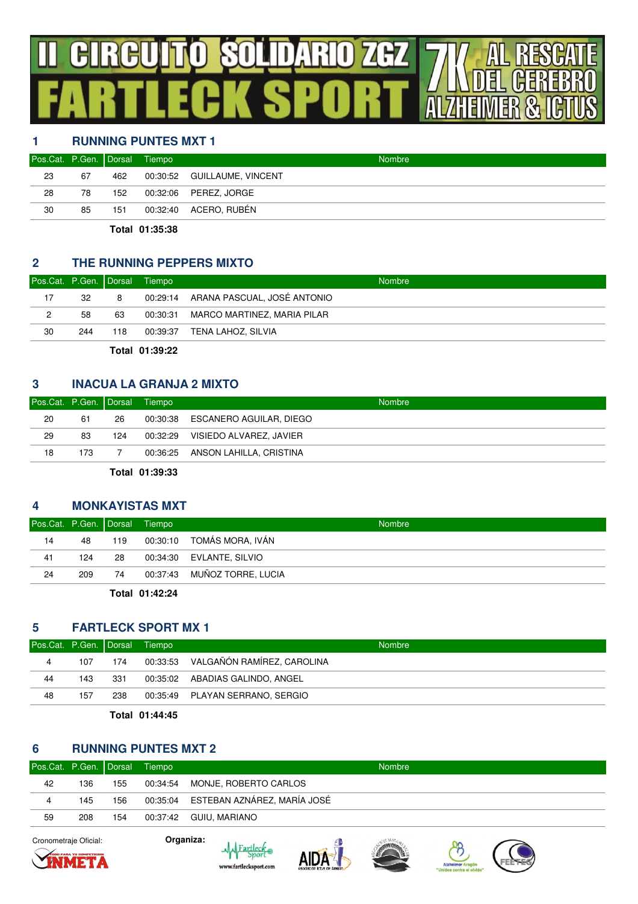# II CIRCUITO SOLIDARIO ZGZ FARTLECK SPORT 7K AL RESCATE DEL CEREBRO ALZHEIMER & ICTUS

## 1 RUNNING PUNTES MXT 1

| Pos.Cat. | P.Gen. | Dorsal | Tiempo | Nombre |
|---|---|---|---|---|
| 23 | 67 | 462 | 00:30:52 | GUILLAUME, VINCENT |
| 28 | 78 | 152 | 00:32:06 | PEREZ, JORGE |
| 30 | 85 | 151 | 00:32:40 | ACERO, RUBÉN |

**Total 01:35:38**

## 2 THE RUNNING PEPPERS MIXTO

| Pos.Cat. | P.Gen. | Dorsal | Tiempo | Nombre |
|---|---|---|---|---|
| 17 | 32 | 8 | 00:29:14 | ARANA PASCUAL, JOSÉ ANTONIO |
| 2 | 58 | 63 | 00:30:31 | MARCO MARTINEZ, MARIA PILAR |
| 30 | 244 | 118 | 00:39:37 | TENA LAHOZ, SILVIA |

**Total 01:39:22**

## 3 INACUA LA GRANJA 2 MIXTO

| Pos.Cat. | P.Gen. | Dorsal | Tiempo | Nombre |
|---|---|---|---|---|
| 20 | 61 | 26 | 00:30:38 | ESCANERO AGUILAR, DIEGO |
| 29 | 83 | 124 | 00:32:29 | VISIEDO ALVAREZ, JAVIER |
| 18 | 173 | 7 | 00:36:25 | ANSON LAHILLA, CRISTINA |

**Total 01:39:33**

## 4 MONKAYISTAS MXT

| Pos.Cat. | P.Gen. | Dorsal | Tiempo | Nombre |
|---|---|---|---|---|
| 14 | 48 | 119 | 00:30:10 | TOMÁS MORA, IVÁN |
| 41 | 124 | 28 | 00:34:30 | EVLANTE, SILVIO |
| 24 | 209 | 74 | 00:37:43 | MUÑOZ TORRE, LUCIA |

**Total 01:42:24**

## 5 FARTLECK SPORT MX 1

| Pos.Cat. | P.Gen. | Dorsal | Tiempo | Nombre |
|---|---|---|---|---|
| 4 | 107 | 174 | 00:33:53 | VALGAÑÓN RAMÍREZ, CAROLINA |
| 44 | 143 | 331 | 00:35:02 | ABADIAS GALINDO, ANGEL |
| 48 | 157 | 238 | 00:35:49 | PLAYAN SERRANO, SERGIO |

**Total 01:44:45**

## 6 RUNNING PUNTES MXT 2

| Pos.Cat. | P.Gen. | Dorsal | Tiempo | Nombre |
|---|---|---|---|---|
| 42 | 136 | 155 | 00:34:54 | MONJE, ROBERTO CARLOS |
| 4 | 145 | 156 | 00:35:04 | ESTEBAN AZNÁREZ, MARÍA JOSÉ |
| 59 | 208 | 154 | 00:37:42 | GUIU, MARIANO |

Cronometraje Oficial: VINMETA

Organiza: Fartleck Sport www.fartlecksport.com, AIDA, Alzheimer Aragón "Unidos contra el olvido", FEETEG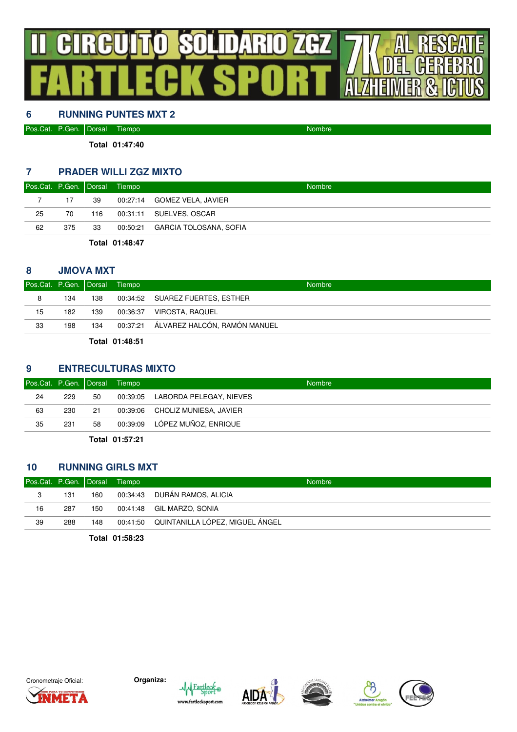# II CIRCUITO SOLIDARIO ZGZ FARTLECK SPORT 7K AL RESCATE DEL CEREBRO ALZHEIMER & ICTUS

## 6 RUNNING PUNTES MXT 2

| Pos.Cat. | P.Gen. | Dorsal | Tiempo | Nombre |
|---|---|---|---|---|
| | | Total | 01:47:40 | |

## 7 PRADER WILLI ZGZ MIXTO

| Pos.Cat. | P.Gen. | Dorsal | Tiempo | Nombre |
|---|---|---|---|---|
| 7 | 17 | 39 | 00:27:14 | GOMEZ VELA, JAVIER |
| 25 | 70 | 116 | 00:31:11 | SUELVES, OSCAR |
| 62 | 375 | 33 | 00:50:21 | GARCIA TOLOSANA, SOFIA |
| | | Total | 01:48:47 | |

## 8 JMOVA MXT

| Pos.Cat. | P.Gen. | Dorsal | Tiempo | Nombre |
|---|---|---|---|---|
| 8 | 134 | 138 | 00:34:52 | SUAREZ FUERTES, ESTHER |
| 15 | 182 | 139 | 00:36:37 | VIROSTA, RAQUEL |
| 33 | 198 | 134 | 00:37:21 | ÁLVAREZ HALCÓN, RAMÓN MANUEL |
| | | Total | 01:48:51 | |

## 9 ENTRECULTURAS MIXTO

| Pos.Cat. | P.Gen. | Dorsal | Tiempo | Nombre |
|---|---|---|---|---|
| 24 | 229 | 50 | 00:39:05 | LABORDA PELEGAY, NIEVES |
| 63 | 230 | 21 | 00:39:06 | CHOLIZ MUNIESA, JAVIER |
| 35 | 231 | 58 | 00:39:09 | LÓPEZ MUÑOZ, ENRIQUE |
| | | Total | 01:57:21 | |

## 10 RUNNING GIRLS MXT

| Pos.Cat. | P.Gen. | Dorsal | Tiempo | Nombre |
|---|---|---|---|---|
| 3 | 131 | 160 | 00:34:43 | DURÁN RAMOS, ALICIA |
| 16 | 287 | 150 | 00:41:48 | GIL MARZO, SONIA |
| 39 | 288 | 148 | 00:41:50 | QUINTANILLA LÓPEZ, MIGUEL ÁNGEL |
| | | Total | 01:58:23 | |

Cronometraje Oficial: CINMETA

Organiza: Fartleck Sport www.fartlecksport.com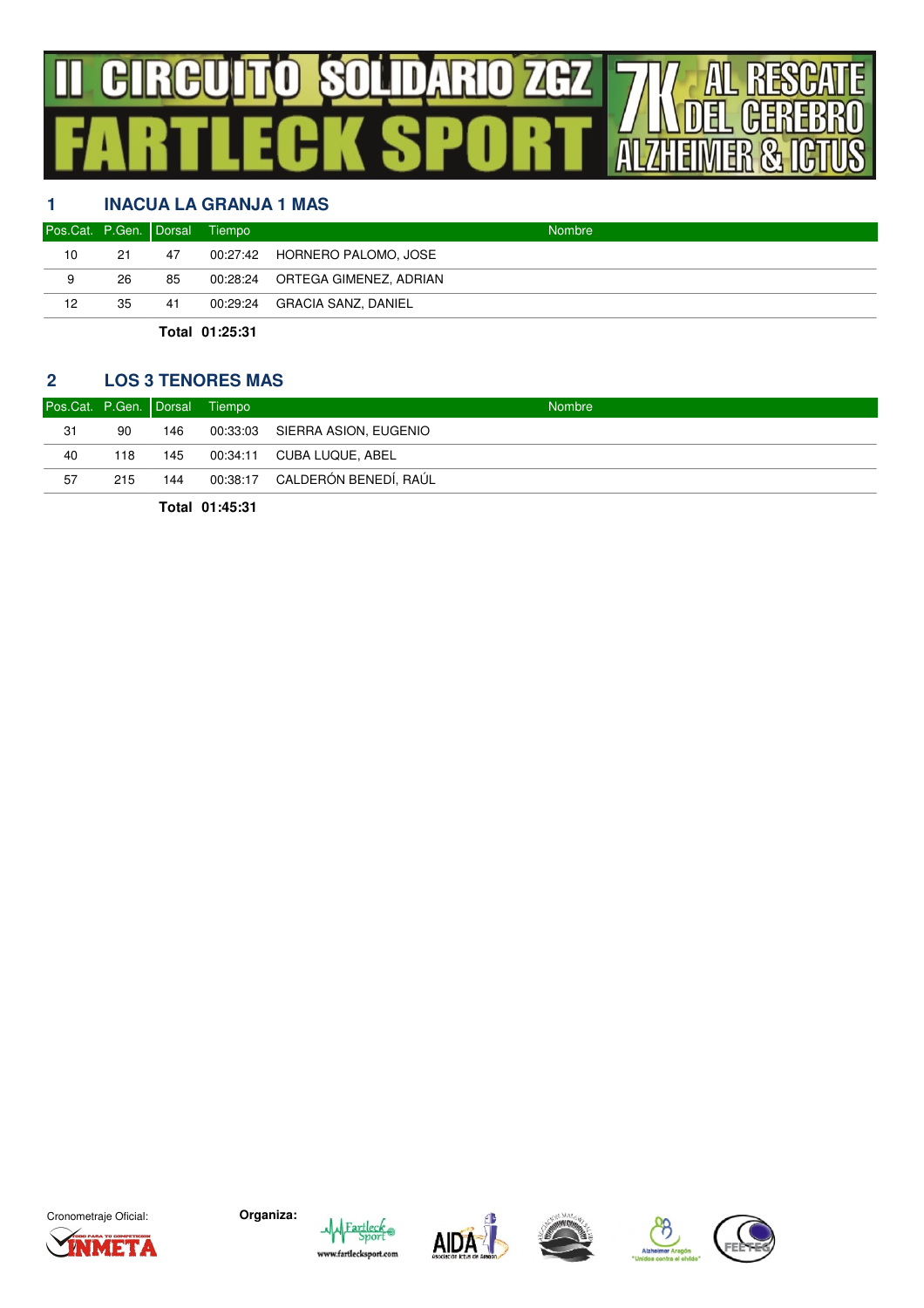# II CIRCUITO SOLIDARIO ZGZ FARTLECK SPORT
# 7K AL RESCATE DEL CEREBRO ALZHEIMER & ICTUS

## 1 INACUA LA GRANJA 1 MAS

| Pos.Cat. | P.Gen. | Dorsal | Tiempo | Nombre |
|---|---|---|---|---|
| 10 | 21 | 47 | 00:27:42 | HORNERO PALOMO, JOSE |
| 9 | 26 | 85 | 00:28:24 | ORTEGA GIMENEZ, ADRIAN |
| 12 | 35 | 41 | 00:29:24 | GRACIA SANZ, DANIEL |

**Total 01:25:31**

## 2 LOS 3 TENORES MAS

| Pos.Cat. | P.Gen. | Dorsal | Tiempo | Nombre |
|---|---|---|---|---|
| 31 | 90 | 146 | 00:33:03 | SIERRA ASION, EUGENIO |
| 40 | 118 | 145 | 00:34:11 | CUBA LUQUE, ABEL |
| 57 | 215 | 144 | 00:38:17 | CALDERÓN BENEDÍ, RAÚL |

**Total 01:45:31**

Cronometraje Oficial:

Organiza: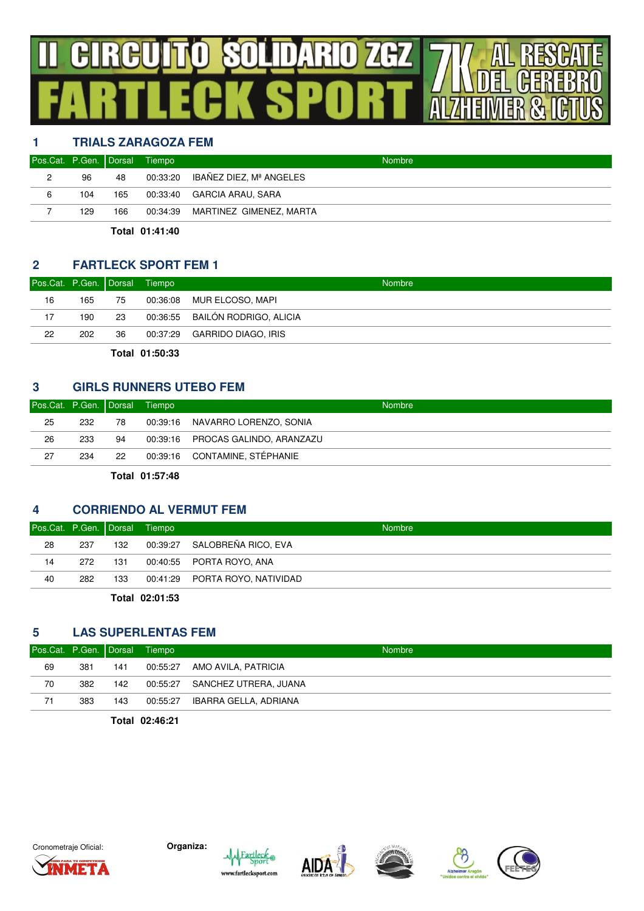# II CIRCUITO SOLIDARIO ZGZ FARTLECK SPORT 7K AL RESCATE DEL CEREBRO ALZHEIMER & ICTUS

## 1 TRIALS ZARAGOZA FEM

| Pos.Cat. | P.Gen. | Dorsal | Tiempo | Nombre |
|---|---|---|---|---|
| 2 | 96 | 48 | 00:33:20 | IBAÑEZ DIEZ, Mª ANGELES |
| 6 | 104 | 165 | 00:33:40 | GARCIA ARAU, SARA |
| 7 | 129 | 166 | 00:34:39 | MARTINEZ GIMENEZ, MARTA |

**Total 01:41:40**

## 2 FARTLECK SPORT FEM 1

| Pos.Cat. | P.Gen. | Dorsal | Tiempo | Nombre |
|---|---|---|---|---|
| 16 | 165 | 75 | 00:36:08 | MUR ELCOSO, MAPI |
| 17 | 190 | 23 | 00:36:55 | BAILÓN RODRIGO, ALICIA |
| 22 | 202 | 36 | 00:37:29 | GARRIDO DIAGO, IRIS |

**Total 01:50:33**

## 3 GIRLS RUNNERS UTEBO FEM

| Pos.Cat. | P.Gen. | Dorsal | Tiempo | Nombre |
|---|---|---|---|---|
| 25 | 232 | 78 | 00:39:16 | NAVARRO LORENZO, SONIA |
| 26 | 233 | 94 | 00:39:16 | PROCAS GALINDO, ARANZAZU |
| 27 | 234 | 22 | 00:39:16 | CONTAMINE, STÉPHANIE |

**Total 01:57:48**

## 4 CORRIENDO AL VERMUT FEM

| Pos.Cat. | P.Gen. | Dorsal | Tiempo | Nombre |
|---|---|---|---|---|
| 28 | 237 | 132 | 00:39:27 | SALOBREÑA RICO, EVA |
| 14 | 272 | 131 | 00:40:55 | PORTA ROYO, ANA |
| 40 | 282 | 133 | 00:41:29 | PORTA ROYO, NATIVIDAD |

**Total 02:01:53**

## 5 LAS SUPERLENTAS FEM

| Pos.Cat. | P.Gen. | Dorsal | Tiempo | Nombre |
|---|---|---|---|---|
| 69 | 381 | 141 | 00:55:27 | AMO AVILA, PATRICIA |
| 70 | 382 | 142 | 00:55:27 | SANCHEZ UTRERA, JUANA |
| 71 | 383 | 143 | 00:55:27 | IBARRA GELLA, ADRIANA |

**Total 02:46:21**

Cronometraje Oficial: VINMETA

Organiza: Fartleck Sport www.fartlecksport.com — AIDA — Alzheimer Aragón "Unidos contra el olvido" — FEETEG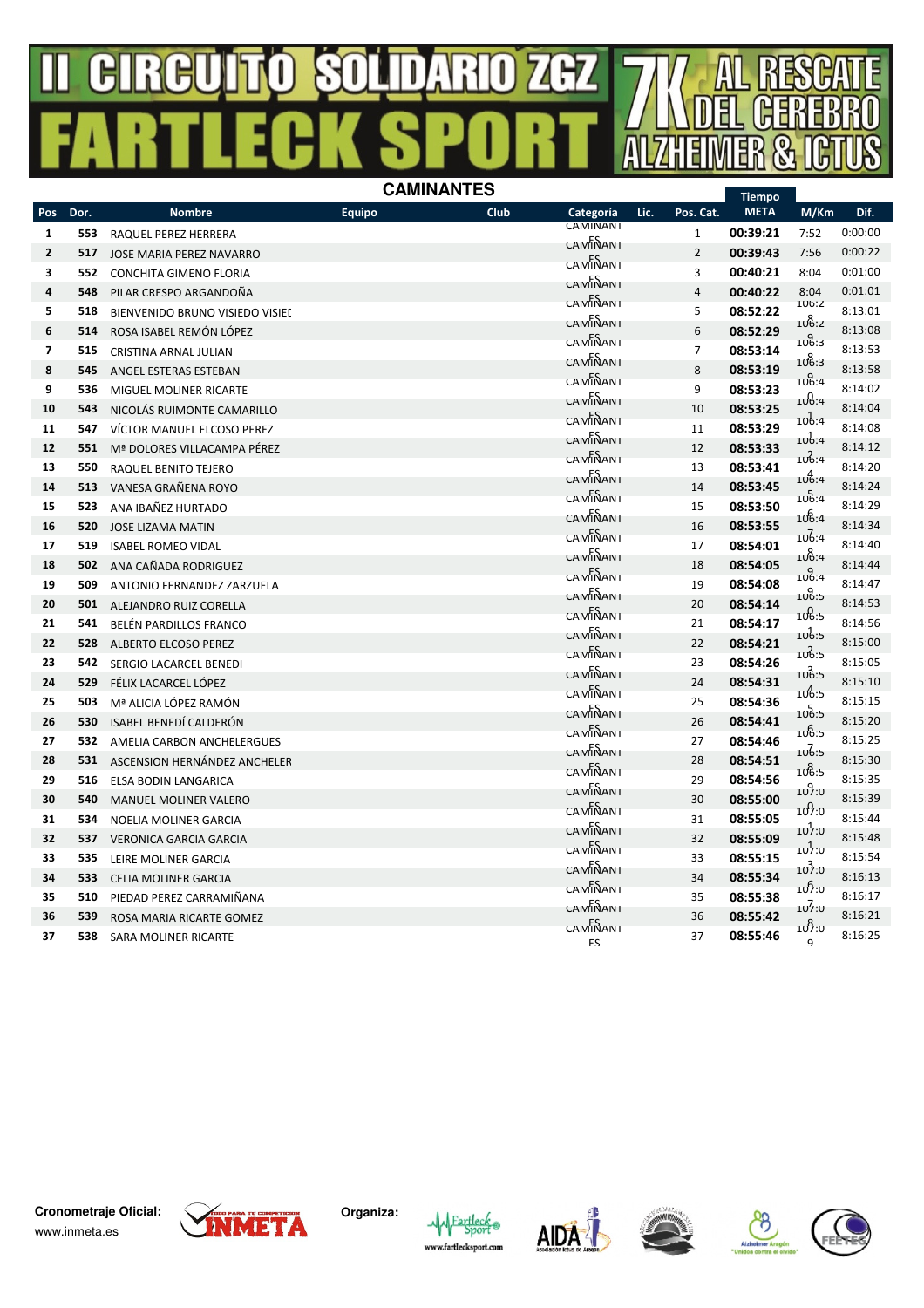# II CIRCUITO SOLIDARIO ZGZ FARTLECK SPORT

# 7K AL RESCATE DEL CEREBRO ALZHEIMER & ICTUS

## CAMINANTES

| Pos | Dor. | Nombre | Equipo | Club | Categoría | Lic. | Pos. Cat. | Tiempo META | M/Km | Dif. |
|---|---|---|---|---|---|---|---|---|---|---|
| 1 | 553 | RAQUEL PEREZ HERRERA | | | CAMINANTES | | 1 | 00:39:21 | 7:52 | 0:00:00 |
| 2 | 517 | JOSE MARIA PEREZ NAVARRO | | | CAMINANTES | | 2 | 00:39:43 | 7:56 | 0:00:22 |
| 3 | 552 | CONCHITA GIMENO FLORIA | | | CAMINANTES | | 3 | 00:40:21 | 8:04 | 0:01:00 |
| 4 | 548 | PILAR CRESPO ARGANDOÑA | | | CAMINANTES | | 4 | 00:40:22 | 8:04 | 0:01:01 |
| 5 | 518 | BIENVENIDO BRUNO VISIEDO VISIEL | | | CAMINANTES | | 5 | 08:52:22 | 106:28 | 8:13:01 |
| 6 | 514 | ROSA ISABEL REMÓN LÓPEZ | | | CAMINANTES | | 6 | 08:52:29 | 106:29 | 8:13:08 |
| 7 | 515 | CRISTINA ARNAL JULIAN | | | CAMINANTES | | 7 | 08:53:14 | 106:38 | 8:13:53 |
| 8 | 545 | ANGEL ESTERAS ESTEBAN | | | CAMINANTES | | 8 | 08:53:19 | 106:39 | 8:13:58 |
| 9 | 536 | MIGUEL MOLINER RICARTE | | | CAMINANTES | | 9 | 08:53:23 | 106:40 | 8:14:02 |
| 10 | 543 | NICOLÁS RUIMONTE CAMARILLO | | | CAMINANTES | | 10 | 08:53:25 | 106:41 | 8:14:04 |
| 11 | 547 | VÍCTOR MANUEL ELCOSO PEREZ | | | CAMINANTES | | 11 | 08:53:29 | 106:41 | 8:14:08 |
| 12 | 551 | Mª DOLORES VILLACAMPA PÉREZ | | | CAMINANTES | | 12 | 08:53:33 | 106:42 | 8:14:12 |
| 13 | 550 | RAQUEL BENITO TEJERO | | | CAMINANTES | | 13 | 08:53:41 | 106:44 | 8:14:20 |
| 14 | 513 | VANESA GRAÑENA ROYO | | | CAMINANTES | | 14 | 08:53:45 | 106:45 | 8:14:24 |
| 15 | 523 | ANA IBAÑEZ HURTADO | | | CAMINANTES | | 15 | 08:53:50 | 106:46 | 8:14:29 |
| 16 | 520 | JOSE LIZAMA MATIN | | | CAMINANTES | | 16 | 08:53:55 | 106:47 | 8:14:34 |
| 17 | 519 | ISABEL ROMEO VIDAL | | | CAMINANTES | | 17 | 08:54:01 | 106:48 | 8:14:40 |
| 18 | 502 | ANA CAÑADA RODRIGUEZ | | | CAMINANTES | | 18 | 08:54:05 | 106:49 | 8:14:44 |
| 19 | 509 | ANTONIO FERNANDEZ ZARZUELA | | | CAMINANTES | | 19 | 08:54:08 | 106:49 | 8:14:47 |
| 20 | 501 | ALEJANDRO RUIZ CORELLA | | | CAMINANTES | | 20 | 08:54:14 | 106:50 | 8:14:53 |
| 21 | 541 | BELÉN PARDILLOS FRANCO | | | CAMINANTES | | 21 | 08:54:17 | 106:51 | 8:14:56 |
| 22 | 528 | ALBERTO ELCOSO PEREZ | | | CAMINANTES | | 22 | 08:54:21 | 106:52 | 8:15:00 |
| 23 | 542 | SERGIO LACARCEL BENEDI | | | CAMINANTES | | 23 | 08:54:26 | 106:53 | 8:15:05 |
| 24 | 529 | FÉLIX LACARCEL LÓPEZ | | | CAMINANTES | | 24 | 08:54:31 | 106:54 | 8:15:10 |
| 25 | 503 | Mª ALICIA LÓPEZ RAMÓN | | | CAMINANTES | | 25 | 08:54:36 | 106:55 | 8:15:15 |
| 26 | 530 | ISABEL BENEDÍ CALDERÓN | | | CAMINANTES | | 26 | 08:54:41 | 106:56 | 8:15:20 |
| 27 | 532 | AMELIA CARBON ANCHELERGUES | | | CAMINANTES | | 27 | 08:54:46 | 106:57 | 8:15:25 |
| 28 | 531 | ASCENSION HERNÁNDEZ ANCHELER | | | CAMINANTES | | 28 | 08:54:51 | 106:58 | 8:15:30 |
| 29 | 516 | ELSA BODIN LANGARICA | | | CAMINANTES | | 29 | 08:54:56 | 106:59 | 8:15:35 |
| 30 | 540 | MANUEL MOLINER VALERO | | | CAMINANTES | | 30 | 08:55:00 | 107:00 | 8:15:39 |
| 31 | 534 | NOELIA MOLINER GARCIA | | | CAMINANTES | | 31 | 08:55:05 | 107:01 | 8:15:44 |
| 32 | 537 | VERONICA GARCIA GARCIA | | | CAMINANTES | | 32 | 08:55:09 | 107:01 | 8:15:48 |
| 33 | 535 | LEIRE MOLINER GARCIA | | | CAMINANTES | | 33 | 08:55:15 | 107:03 | 8:15:54 |
| 34 | 533 | CELIA MOLINER GARCIA | | | CAMINANTES | | 34 | 08:55:34 | 107:06 | 8:16:13 |
| 35 | 510 | PIEDAD PEREZ CARRAMIÑANA | | | CAMINANTES | | 35 | 08:55:38 | 107:07 | 8:16:17 |
| 36 | 539 | ROSA MARIA RICARTE GOMEZ | | | CAMINANTES | | 36 | 08:55:42 | 107:08 | 8:16:21 |
| 37 | 538 | SARA MOLINER RICARTE | | | CAMINANTES | | 37 | 08:55:46 | 107:09 | 8:16:25 |

**Cronometraje Oficial:** www.inmeta.es

**Organiza:**